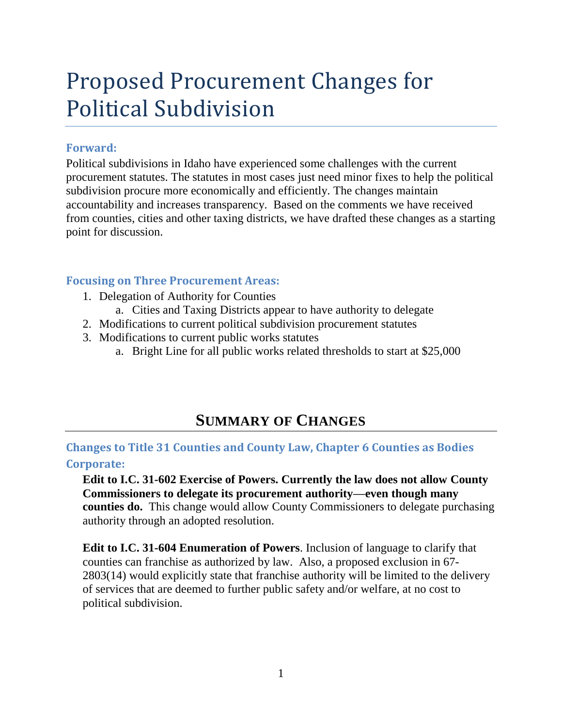# Proposed Procurement Changes for Political Subdivision

### Forward:

Political subdivisions in Idaho have experienced some challenges with the current procurement statutes. The statutes in most cases just need minor fixes to help the political subdivision procure more economically and efficiently. The changes maintain accountability and increases transparency. Based on the comments we have received from counties, cities and other taxing districts, we have drafted these changes as a starting point for discussion.

### Focusing on Three Procurement Areas:

1. Delegation of Authority for Counties
    a. Cities and Taxing Districts appear to have authority to delegate
2. Modifications to current political subdivision procurement statutes
3. Modifications to current public works statutes
    a. Bright Line for all public works related thresholds to start at $25,000

## SUMMARY OF CHANGES

### Changes to Title 31 Counties and County Law, Chapter 6 Counties as Bodies Corporate:

**Edit to I.C. 31-602 Exercise of Powers. Currently the law does not allow County Commissioners to delegate its procurement authority—even though many counties do.** This change would allow County Commissioners to delegate purchasing authority through an adopted resolution.

**Edit to I.C. 31-604 Enumeration of Powers**. Inclusion of language to clarify that counties can franchise as authorized by law. Also, a proposed exclusion in 67-2803(14) would explicitly state that franchise authority will be limited to the delivery of services that are deemed to further public safety and/or welfare, at no cost to political subdivision.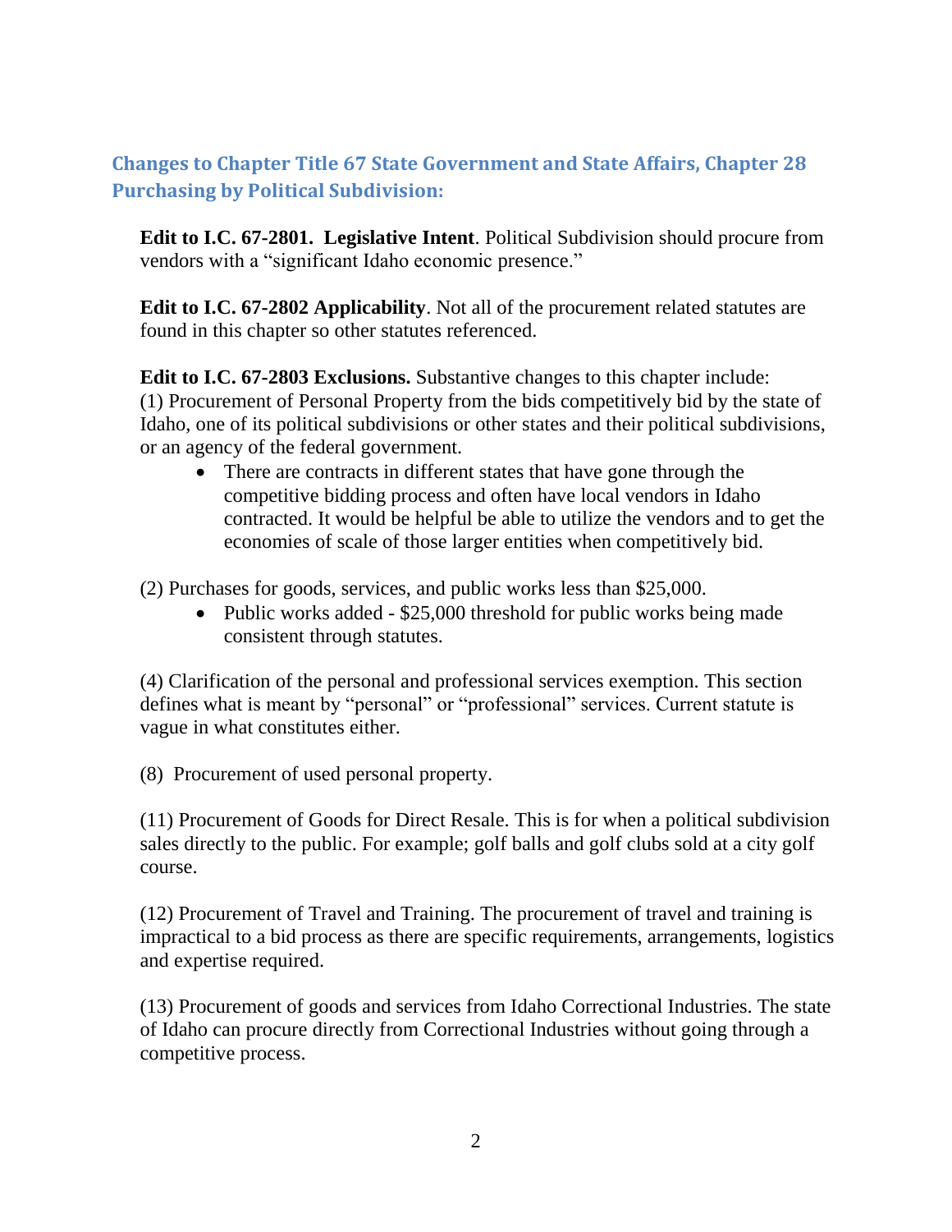## Changes to Chapter Title 67 State Government and State Affairs, Chapter 28 Purchasing by Political Subdivision:

**Edit to I.C. 67-2801. Legislative Intent**. Political Subdivision should procure from vendors with a "significant Idaho economic presence."

**Edit to I.C. 67-2802 Applicability**. Not all of the procurement related statutes are found in this chapter so other statutes referenced.

**Edit to I.C. 67-2803 Exclusions.** Substantive changes to this chapter include:
(1) Procurement of Personal Property from the bids competitively bid by the state of Idaho, one of its political subdivisions or other states and their political subdivisions, or an agency of the federal government.

- There are contracts in different states that have gone through the competitive bidding process and often have local vendors in Idaho contracted. It would be helpful be able to utilize the vendors and to get the economies of scale of those larger entities when competitively bid.

(2) Purchases for goods, services, and public works less than $25,000.

- Public works added - $25,000 threshold for public works being made consistent through statutes.

(4) Clarification of the personal and professional services exemption. This section defines what is meant by "personal" or "professional" services. Current statute is vague in what constitutes either.

(8) Procurement of used personal property.

(11) Procurement of Goods for Direct Resale. This is for when a political subdivision sales directly to the public. For example; golf balls and golf clubs sold at a city golf course.

(12) Procurement of Travel and Training. The procurement of travel and training is impractical to a bid process as there are specific requirements, arrangements, logistics and expertise required.

(13) Procurement of goods and services from Idaho Correctional Industries. The state of Idaho can procure directly from Correctional Industries without going through a competitive process.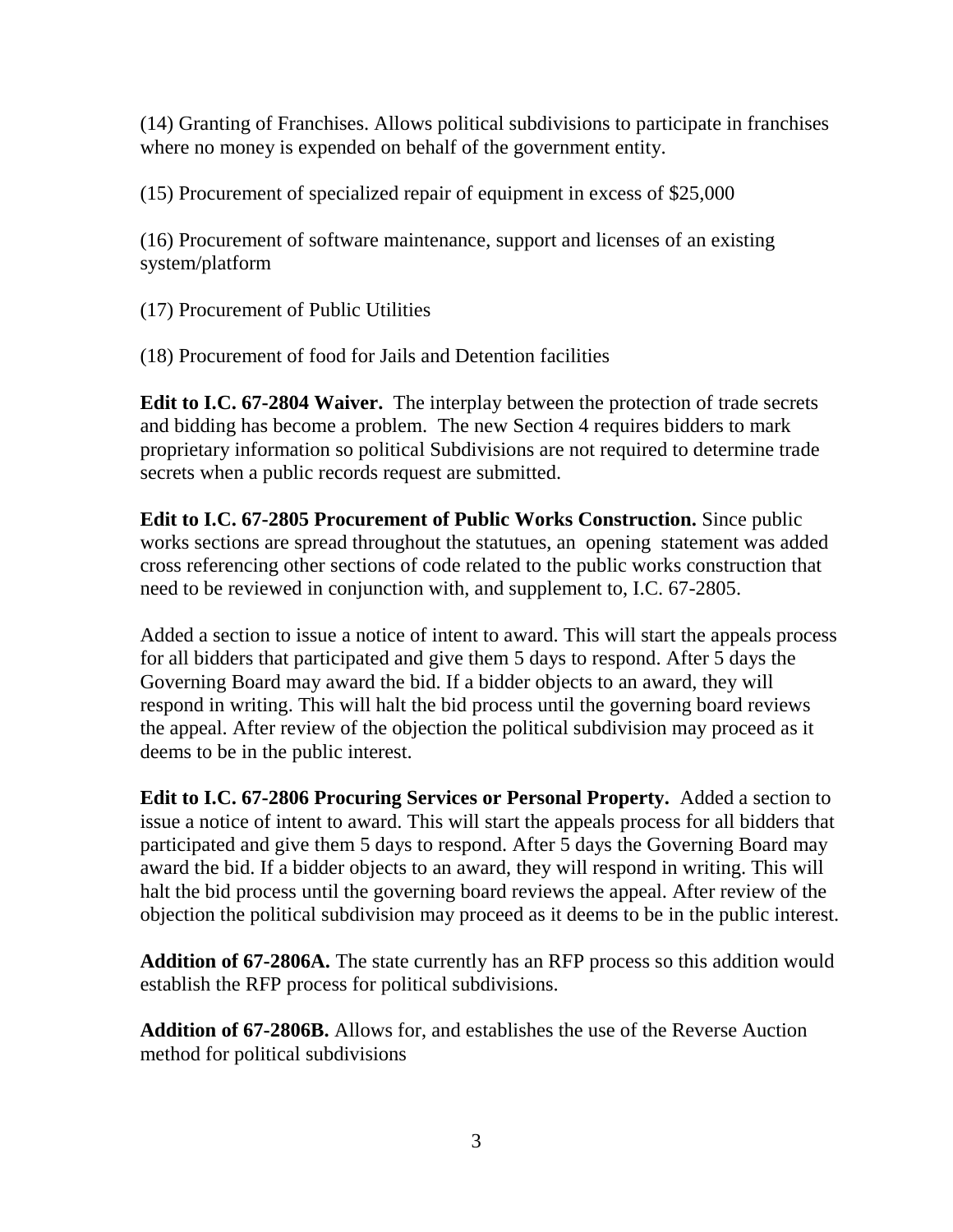(14) Granting of Franchises. Allows political subdivisions to participate in franchises where no money is expended on behalf of the government entity.

(15) Procurement of specialized repair of equipment in excess of $25,000

(16) Procurement of software maintenance, support and licenses of an existing system/platform

(17) Procurement of Public Utilities

(18) Procurement of food for Jails and Detention facilities

**Edit to I.C. 67-2804 Waiver.** The interplay between the protection of trade secrets and bidding has become a problem. The new Section 4 requires bidders to mark proprietary information so political Subdivisions are not required to determine trade secrets when a public records request are submitted.

**Edit to I.C. 67-2805 Procurement of Public Works Construction.** Since public works sections are spread throughout the statutues, an opening statement was added cross referencing other sections of code related to the public works construction that need to be reviewed in conjunction with, and supplement to, I.C. 67-2805.

Added a section to issue a notice of intent to award. This will start the appeals process for all bidders that participated and give them 5 days to respond. After 5 days the Governing Board may award the bid. If a bidder objects to an award, they will respond in writing. This will halt the bid process until the governing board reviews the appeal. After review of the objection the political subdivision may proceed as it deems to be in the public interest.

**Edit to I.C. 67-2806 Procuring Services or Personal Property.** Added a section to issue a notice of intent to award. This will start the appeals process for all bidders that participated and give them 5 days to respond. After 5 days the Governing Board may award the bid. If a bidder objects to an award, they will respond in writing. This will halt the bid process until the governing board reviews the appeal. After review of the objection the political subdivision may proceed as it deems to be in the public interest.

**Addition of 67-2806A.** The state currently has an RFP process so this addition would establish the RFP process for political subdivisions.

**Addition of 67-2806B.** Allows for, and establishes the use of the Reverse Auction method for political subdivisions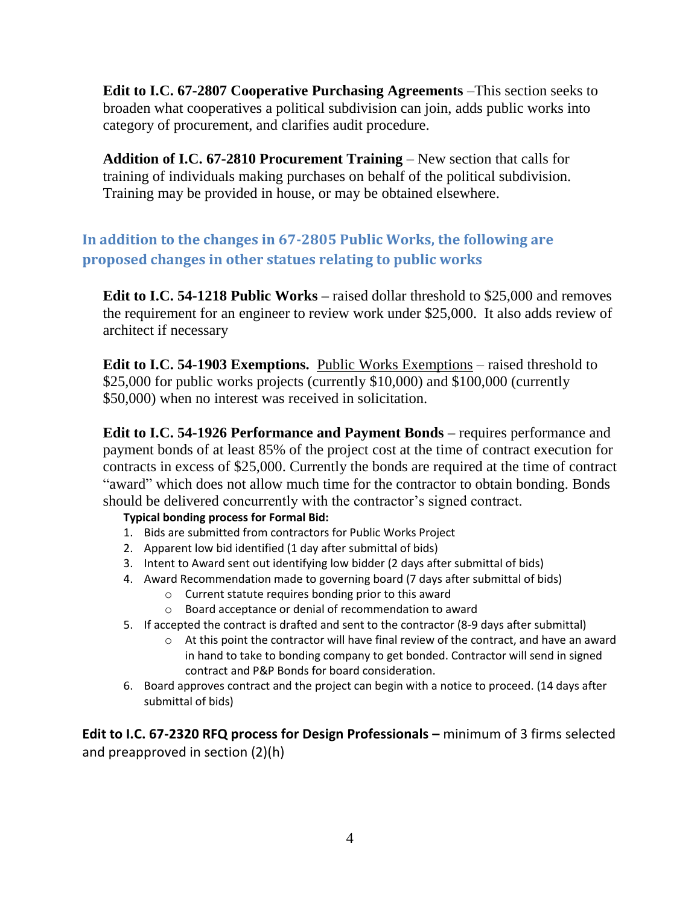**Edit to I.C. 67-2807 Cooperative Purchasing Agreements** –This section seeks to broaden what cooperatives a political subdivision can join, adds public works into category of procurement, and clarifies audit procedure.

**Addition of I.C. 67-2810 Procurement Training** – New section that calls for training of individuals making purchases on behalf of the political subdivision. Training may be provided in house, or may be obtained elsewhere.

### In addition to the changes in 67-2805 Public Works, the following are proposed changes in other statues relating to public works

**Edit to I.C. 54-1218 Public Works –** raised dollar threshold to $25,000 and removes the requirement for an engineer to review work under $25,000. It also adds review of architect if necessary

**Edit to I.C. 54-1903 Exemptions.** <u>Public Works Exemptions</u> – raised threshold to $25,000 for public works projects (currently $10,000) and $100,000 (currently $50,000) when no interest was received in solicitation.

**Edit to I.C. 54-1926 Performance and Payment Bonds –** requires performance and payment bonds of at least 85% of the project cost at the time of contract execution for contracts in excess of $25,000. Currently the bonds are required at the time of contract "award" which does not allow much time for the contractor to obtain bonding. Bonds should be delivered concurrently with the contractor's signed contract.

**Typical bonding process for Formal Bid:**

1. Bids are submitted from contractors for Public Works Project
2. Apparent low bid identified (1 day after submittal of bids)
3. Intent to Award sent out identifying low bidder (2 days after submittal of bids)
4. Award Recommendation made to governing board (7 days after submittal of bids)
   - Current statute requires bonding prior to this award
   - Board acceptance or denial of recommendation to award
5. If accepted the contract is drafted and sent to the contractor (8-9 days after submittal)
   - At this point the contractor will have final review of the contract, and have an award in hand to take to bonding company to get bonded. Contractor will send in signed contract and P&P Bonds for board consideration.
6. Board approves contract and the project can begin with a notice to proceed. (14 days after submittal of bids)

**Edit to I.C. 67-2320 RFQ process for Design Professionals –** minimum of 3 firms selected and preapproved in section (2)(h)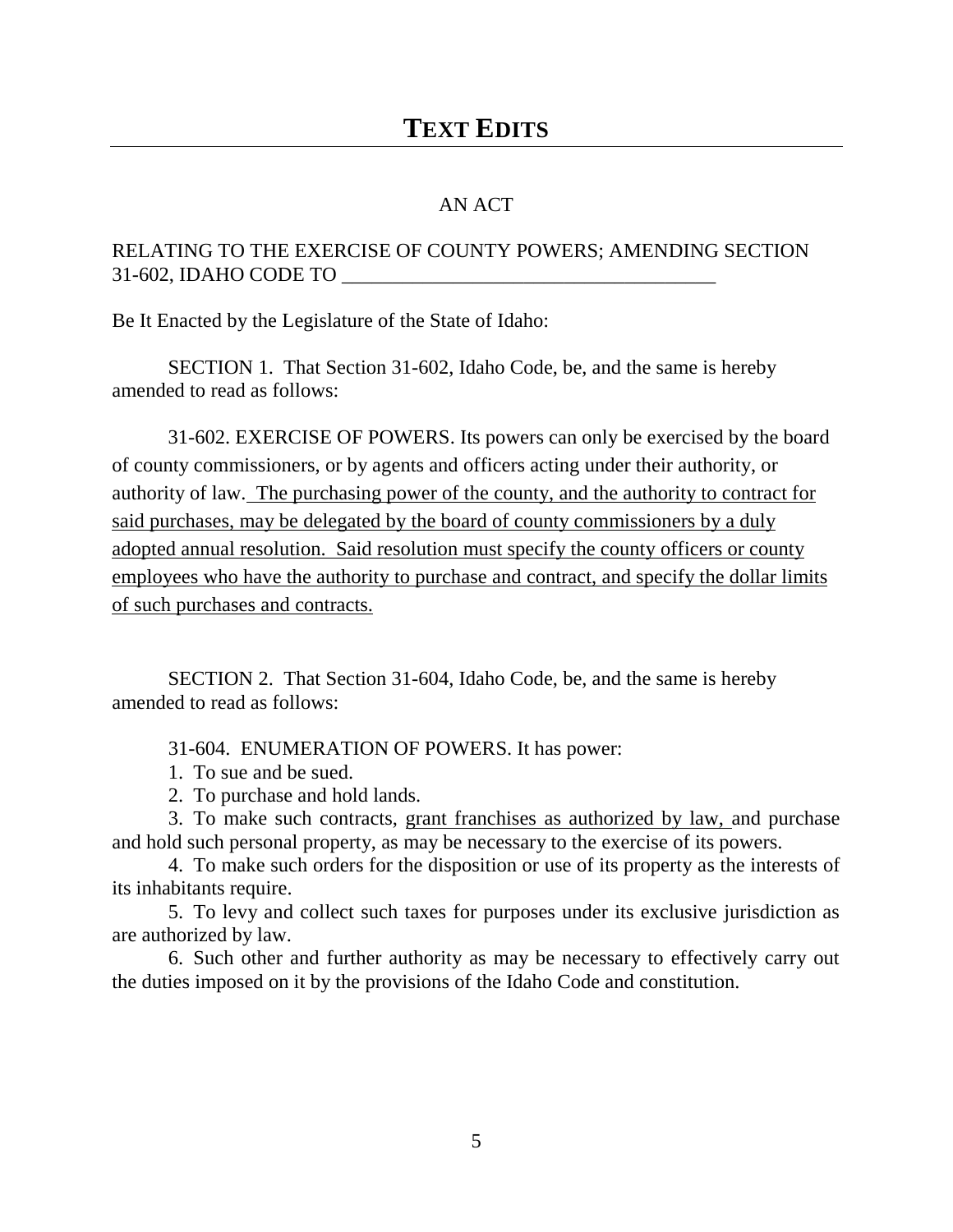# TEXT EDITS

AN ACT

RELATING TO THE EXERCISE OF COUNTY POWERS; AMENDING SECTION 31-602, IDAHO CODE TO _____________________________________

Be It Enacted by the Legislature of the State of Idaho:

SECTION 1. That Section 31-602, Idaho Code, be, and the same is hereby amended to read as follows:

31-602. EXERCISE OF POWERS. Its powers can only be exercised by the board of county commissioners, or by agents and officers acting under their authority, or authority of law. <u>The purchasing power of the county, and the authority to contract for said purchases, may be delegated by the board of county commissioners by a duly adopted annual resolution. Said resolution must specify the county officers or county employees who have the authority to purchase and contract, and specify the dollar limits of such purchases and contracts.</u>

SECTION 2. That Section 31-604, Idaho Code, be, and the same is hereby amended to read as follows:

31-604. ENUMERATION OF POWERS. It has power:

1. To sue and be sued.
2. To purchase and hold lands.
3. To make such contracts, <u>grant franchises as authorized by law,</u> and purchase and hold such personal property, as may be necessary to the exercise of its powers.
4. To make such orders for the disposition or use of its property as the interests of its inhabitants require.
5. To levy and collect such taxes for purposes under its exclusive jurisdiction as are authorized by law.
6. Such other and further authority as may be necessary to effectively carry out the duties imposed on it by the provisions of the Idaho Code and constitution.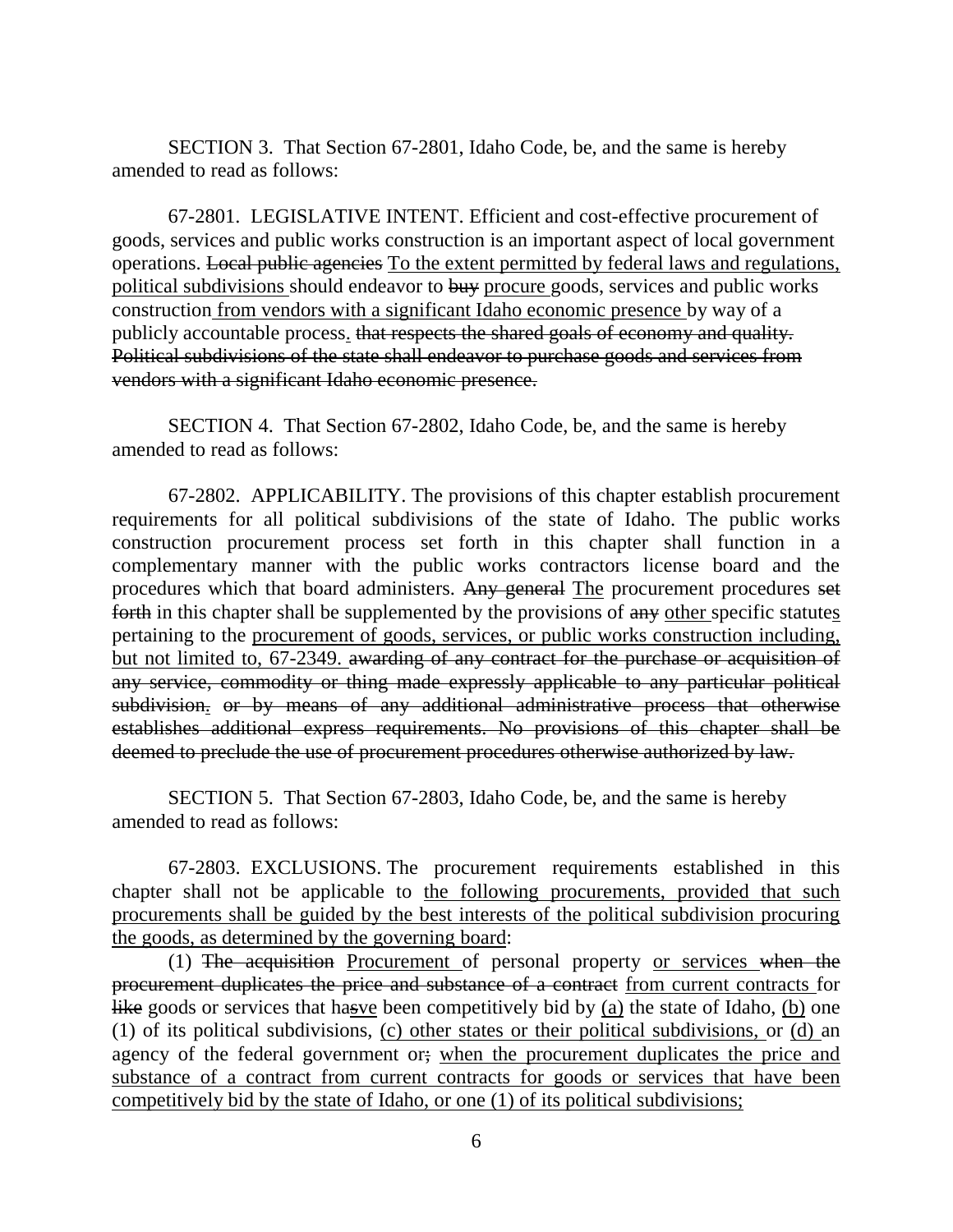SECTION 3. That Section 67-2801, Idaho Code, be, and the same is hereby amended to read as follows:

67-2801. LEGISLATIVE INTENT. Efficient and cost-effective procurement of goods, services and public works construction is an important aspect of local government operations. ~~Local public agencies~~ To the extent permitted by federal laws and regulations, political subdivisions should endeavor to ~~buy~~ procure goods, services and public works construction from vendors with a significant Idaho economic presence by way of a publicly accountable process. ~~that respects the shared goals of economy and quality. Political subdivisions of the state shall endeavor to purchase goods and services from vendors with a significant Idaho economic presence.~~

SECTION 4. That Section 67-2802, Idaho Code, be, and the same is hereby amended to read as follows:

67-2802. APPLICABILITY. The provisions of this chapter establish procurement requirements for all political subdivisions of the state of Idaho. The public works construction procurement process set forth in this chapter shall function in a complementary manner with the public works contractors license board and the procedures which that board administers. ~~Any general~~ The procurement procedures ~~set forth~~ in this chapter shall be supplemented by the provisions of ~~any~~ other specific statutes pertaining to the procurement of goods, services, or public works construction including, but not limited to, 67-2349. ~~awarding of any contract for the purchase or acquisition of any service, commodity or thing made expressly applicable to any particular political subdivision.~~ ~~or by means of any additional administrative process that otherwise establishes additional express requirements. No provisions of this chapter shall be deemed to preclude the use of procurement procedures otherwise authorized by law.~~

SECTION 5. That Section 67-2803, Idaho Code, be, and the same is hereby amended to read as follows:

67-2803. EXCLUSIONS. The procurement requirements established in this chapter shall not be applicable to the following procurements, provided that such procurements shall be guided by the best interests of the political subdivision procuring the goods, as determined by the governing board:

(1) ~~The acquisition~~ Procurement of personal property or services ~~when the procurement duplicates the price and substance of a contract~~ from current contracts for ~~like~~ goods or services that ha~~s~~ve been competitively bid by (a) the state of Idaho, (b) one (1) of its political subdivisions, (c) other states or their political subdivisions, or (d) an agency of the federal government or~~;~~ when the procurement duplicates the price and substance of a contract from current contracts for goods or services that have been competitively bid by the state of Idaho, or one (1) of its political subdivisions;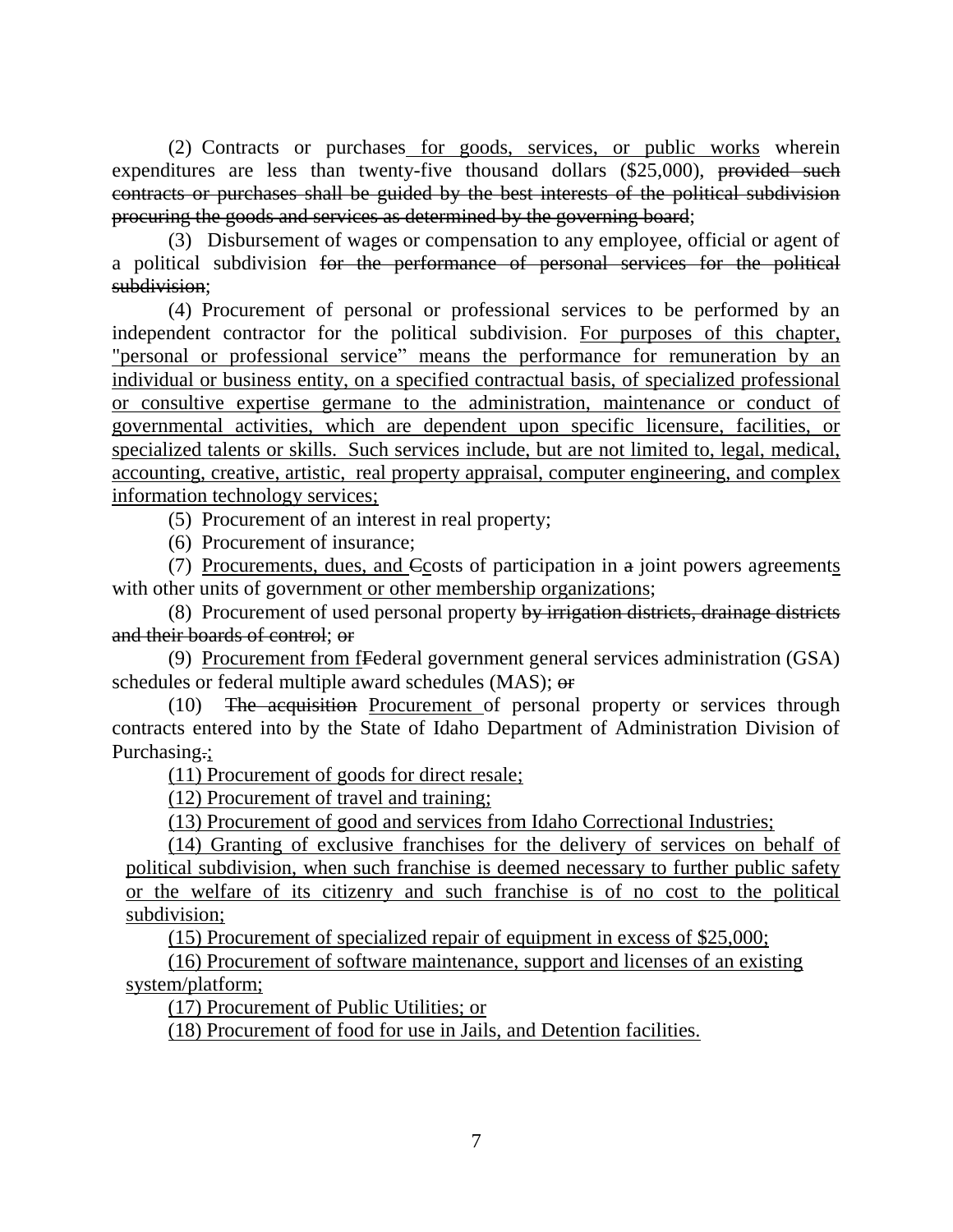(2) Contracts or purchases <u>for goods, services, or public works</u> wherein expenditures are less than twenty-five thousand dollars ($25,000), ~~provided such contracts or purchases shall be guided by the best interests of the political subdivision procuring the goods and services as determined by the governing board~~;

(3) Disbursement of wages or compensation to any employee, official or agent of a political subdivision ~~for the performance of personal services for the political subdivision~~;

(4) Procurement of personal or professional services to be performed by an independent contractor for the political subdivision. <u>For purposes of this chapter, "personal or professional service" means the performance for remuneration by an individual or business entity, on a specified contractual basis, of specialized professional or consultive expertise germane to the administration, maintenance or conduct of governmental activities, which are dependent upon specific licensure, facilities, or specialized talents or skills. Such services include, but are not limited to, legal, medical, accounting, creative, artistic, real property appraisal, computer engineering, and complex information technology services;</u>

(5) Procurement of an interest in real property;

(6) Procurement of insurance;

(7) <u>Procurements, dues, and </u>~~C~~<u>c</u>osts of participation in ~~a~~ joint powers agreement<u>s</u> with other units of government<u> or other membership organizations</u>;

(8) Procurement of used personal property ~~by irrigation districts, drainage districts and their boards of control~~; ~~or~~

(9) <u>Procurement from f</u>~~F~~ederal government general services administration (GSA) schedules or federal multiple award schedules (MAS); ~~or~~

(10) ~~The acquisition~~ <u>Procurement </u>of personal property or services through contracts entered into by the State of Idaho Department of Administration Division of Purchasing~~.~~<u>;</u>

<u>(11) Procurement of goods for direct resale;</u>

<u>(12) Procurement of travel and training;</u>

<u>(13) Procurement of good and services from Idaho Correctional Industries;</u>

<u>(14) Granting of exclusive franchises for the delivery of services on behalf of political subdivision, when such franchise is deemed necessary to further public safety or the welfare of its citizenry and such franchise is of no cost to the political subdivision;</u>

<u>(15) Procurement of specialized repair of equipment in excess of $25,000;</u>

<u>(16) Procurement of software maintenance, support and licenses of an existing system/platform;</u>

<u>(17) Procurement of Public Utilities; or</u>

<u>(18) Procurement of food for use in Jails, and Detention facilities.</u>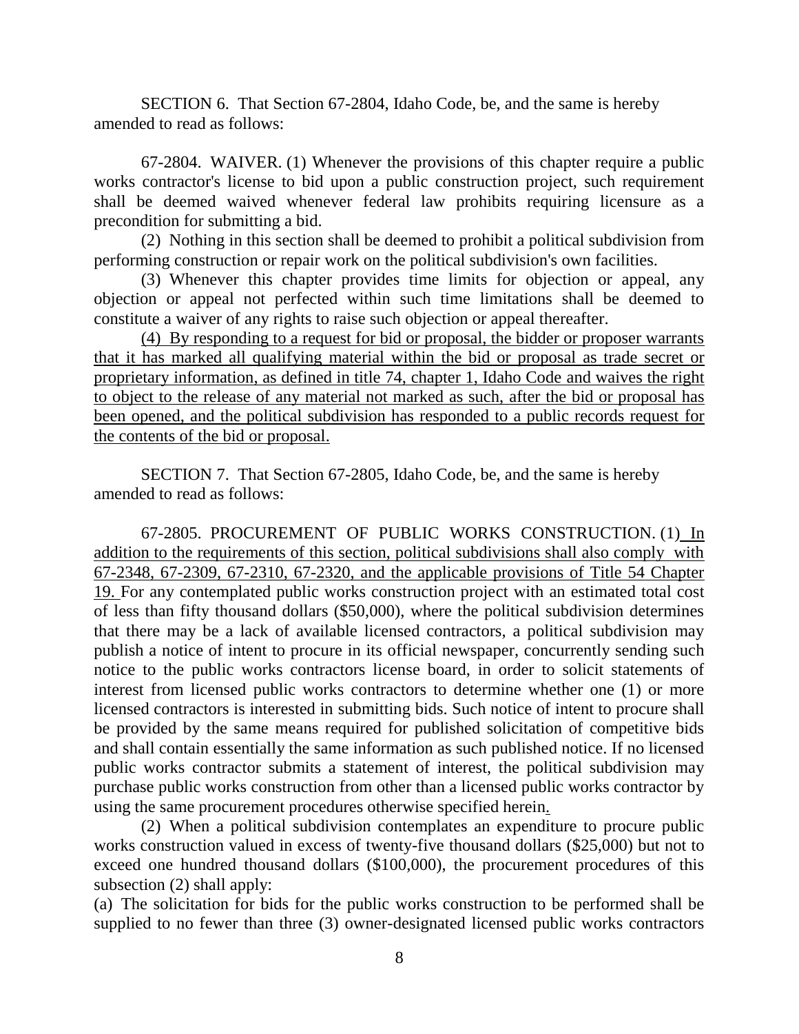SECTION 6. That Section 67-2804, Idaho Code, be, and the same is hereby amended to read as follows:

67-2804. WAIVER. (1) Whenever the provisions of this chapter require a public works contractor's license to bid upon a public construction project, such requirement shall be deemed waived whenever federal law prohibits requiring licensure as a precondition for submitting a bid.

(2) Nothing in this section shall be deemed to prohibit a political subdivision from performing construction or repair work on the political subdivision's own facilities.

(3) Whenever this chapter provides time limits for objection or appeal, any objection or appeal not perfected within such time limitations shall be deemed to constitute a waiver of any rights to raise such objection or appeal thereafter.

<u>(4) By responding to a request for bid or proposal, the bidder or proposer warrants that it has marked all qualifying material within the bid or proposal as trade secret or proprietary information, as defined in title 74, chapter 1, Idaho Code and waives the right to object to the release of any material not marked as such, after the bid or proposal has been opened, and the political subdivision has responded to a public records request for the contents of the bid or proposal.</u>

SECTION 7. That Section 67-2805, Idaho Code, be, and the same is hereby amended to read as follows:

67-2805. PROCUREMENT OF PUBLIC WORKS CONSTRUCTION. (1) <u>In addition to the requirements of this section, political subdivisions shall also comply with 67-2348, 67-2309, 67-2310, 67-2320, and the applicable provisions of Title 54 Chapter 19.</u> For any contemplated public works construction project with an estimated total cost of less than fifty thousand dollars ($50,000), where the political subdivision determines that there may be a lack of available licensed contractors, a political subdivision may publish a notice of intent to procure in its official newspaper, concurrently sending such notice to the public works contractors license board, in order to solicit statements of interest from licensed public works contractors to determine whether one (1) or more licensed contractors is interested in submitting bids. Such notice of intent to procure shall be provided by the same means required for published solicitation of competitive bids and shall contain essentially the same information as such published notice. If no licensed public works contractor submits a statement of interest, the political subdivision may purchase public works construction from other than a licensed public works contractor by using the same procurement procedures otherwise specified herein<u>.</u>

(2) When a political subdivision contemplates an expenditure to procure public works construction valued in excess of twenty-five thousand dollars ($25,000) but not to exceed one hundred thousand dollars ($100,000), the procurement procedures of this subsection (2) shall apply:

(a) The solicitation for bids for the public works construction to be performed shall be supplied to no fewer than three (3) owner-designated licensed public works contractors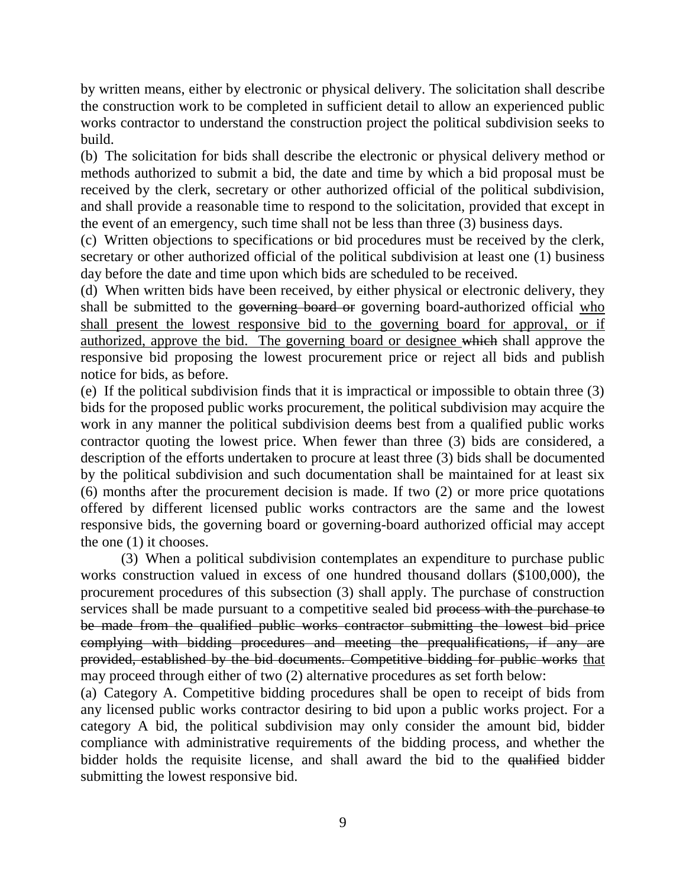by written means, either by electronic or physical delivery. The solicitation shall describe the construction work to be completed in sufficient detail to allow an experienced public works contractor to understand the construction project the political subdivision seeks to build.

(b) The solicitation for bids shall describe the electronic or physical delivery method or methods authorized to submit a bid, the date and time by which a bid proposal must be received by the clerk, secretary or other authorized official of the political subdivision, and shall provide a reasonable time to respond to the solicitation, provided that except in the event of an emergency, such time shall not be less than three (3) business days.

(c) Written objections to specifications or bid procedures must be received by the clerk, secretary or other authorized official of the political subdivision at least one (1) business day before the date and time upon which bids are scheduled to be received.

(d) When written bids have been received, by either physical or electronic delivery, they shall be submitted to the ~~governing board or~~ governing board-authorized official <u>who shall present the lowest responsive bid to the governing board for approval, or if authorized, approve the bid. The governing board or designee</u> ~~which~~ shall approve the responsive bid proposing the lowest procurement price or reject all bids and publish notice for bids, as before.

(e) If the political subdivision finds that it is impractical or impossible to obtain three (3) bids for the proposed public works procurement, the political subdivision may acquire the work in any manner the political subdivision deems best from a qualified public works contractor quoting the lowest price. When fewer than three (3) bids are considered, a description of the efforts undertaken to procure at least three (3) bids shall be documented by the political subdivision and such documentation shall be maintained for at least six (6) months after the procurement decision is made. If two (2) or more price quotations offered by different licensed public works contractors are the same and the lowest responsive bids, the governing board or governing-board authorized official may accept the one (1) it chooses.

(3) When a political subdivision contemplates an expenditure to purchase public works construction valued in excess of one hundred thousand dollars ($100,000), the procurement procedures of this subsection (3) shall apply. The purchase of construction services shall be made pursuant to a competitive sealed bid ~~process with the purchase to be made from the qualified public works contractor submitting the lowest bid price complying with bidding procedures and meeting the prequalifications, if any are provided, established by the bid documents. Competitive bidding for public works~~ <u>that</u> may proceed through either of two (2) alternative procedures as set forth below:

(a) Category A. Competitive bidding procedures shall be open to receipt of bids from any licensed public works contractor desiring to bid upon a public works project. For a category A bid, the political subdivision may only consider the amount bid, bidder compliance with administrative requirements of the bidding process, and whether the bidder holds the requisite license, and shall award the bid to the ~~qualified~~ bidder submitting the lowest responsive bid.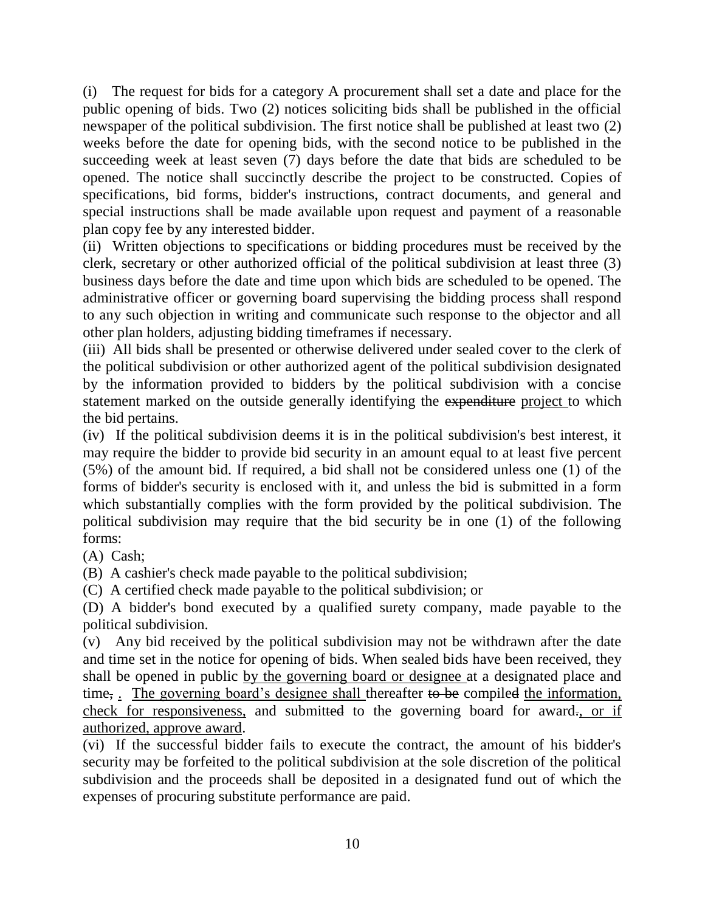(i) The request for bids for a category A procurement shall set a date and place for the public opening of bids. Two (2) notices soliciting bids shall be published in the official newspaper of the political subdivision. The first notice shall be published at least two (2) weeks before the date for opening bids, with the second notice to be published in the succeeding week at least seven (7) days before the date that bids are scheduled to be opened. The notice shall succinctly describe the project to be constructed. Copies of specifications, bid forms, bidder's instructions, contract documents, and general and special instructions shall be made available upon request and payment of a reasonable plan copy fee by any interested bidder.

(ii) Written objections to specifications or bidding procedures must be received by the clerk, secretary or other authorized official of the political subdivision at least three (3) business days before the date and time upon which bids are scheduled to be opened. The administrative officer or governing board supervising the bidding process shall respond to any such objection in writing and communicate such response to the objector and all other plan holders, adjusting bidding timeframes if necessary.

(iii) All bids shall be presented or otherwise delivered under sealed cover to the clerk of the political subdivision or other authorized agent of the political subdivision designated by the information provided to bidders by the political subdivision with a concise statement marked on the outside generally identifying the ~~expenditure~~ <u>project</u> to which the bid pertains.

(iv) If the political subdivision deems it is in the political subdivision's best interest, it may require the bidder to provide bid security in an amount equal to at least five percent (5%) of the amount bid. If required, a bid shall not be considered unless one (1) of the forms of bidder's security is enclosed with it, and unless the bid is submitted in a form which substantially complies with the form provided by the political subdivision. The political subdivision may require that the bid security be in one (1) of the following forms:

(A) Cash;

(B) A cashier's check made payable to the political subdivision;

(C) A certified check made payable to the political subdivision; or

(D) A bidder's bond executed by a qualified surety company, made payable to the political subdivision.

(v) Any bid received by the political subdivision may not be withdrawn after the date and time set in the notice for opening of bids. When sealed bids have been received, they shall be opened in public <u>by the governing board or designee</u> at a designated place and time~~,~~ <u>.</u> <u>The governing board's designee shall</u> thereafter ~~to be~~ compile~~d~~ <u>the information, check for responsiveness,</u> and submit~~ted~~ to the governing board for award~~.~~<u>, or if authorized, approve award</u>.

(vi) If the successful bidder fails to execute the contract, the amount of his bidder's security may be forfeited to the political subdivision at the sole discretion of the political subdivision and the proceeds shall be deposited in a designated fund out of which the expenses of procuring substitute performance are paid.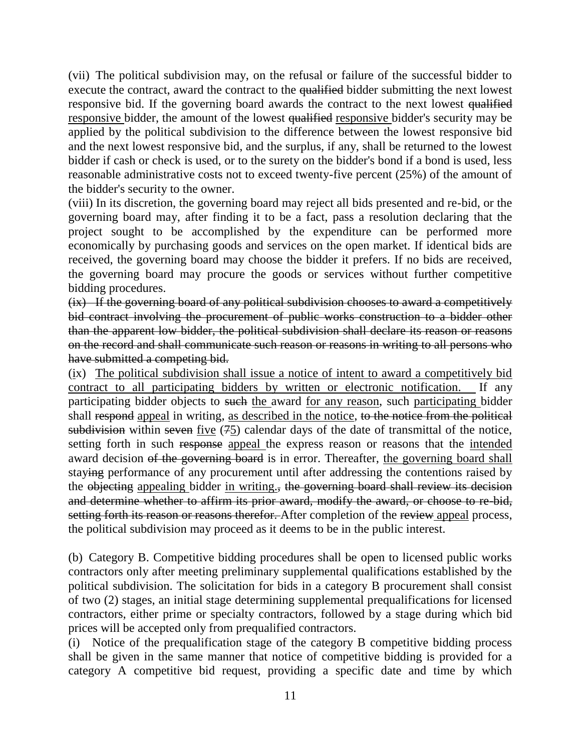(vii) The political subdivision may, on the refusal or failure of the successful bidder to execute the contract, award the contract to the ~~qualified~~ bidder submitting the next lowest responsive bid. If the governing board awards the contract to the next lowest ~~qualified~~ <u>responsive</u> bidder, the amount of the lowest ~~qualified~~ <u>responsive</u> bidder's security may be applied by the political subdivision to the difference between the lowest responsive bid and the next lowest responsive bid, and the surplus, if any, shall be returned to the lowest bidder if cash or check is used, or to the surety on the bidder's bond if a bond is used, less reasonable administrative costs not to exceed twenty-five percent (25%) of the amount of the bidder's security to the owner.

(viii) In its discretion, the governing board may reject all bids presented and re-bid, or the governing board may, after finding it to be a fact, pass a resolution declaring that the project sought to be accomplished by the expenditure can be performed more economically by purchasing goods and services on the open market. If identical bids are received, the governing board may choose the bidder it prefers. If no bids are received, the governing board may procure the goods or services without further competitive bidding procedures.

~~(ix) If the governing board of any political subdivision chooses to award a competitively bid contract involving the procurement of public works construction to a bidder other than the apparent low bidder, the political subdivision shall declare its reason or reasons on the record and shall communicate such reason or reasons in writing to all persons who have submitted a competing bid.~~

(<u>i</u>x) <u>The political subdivision shall issue a notice of intent to award a competitively bid contract to all participating bidders by written or electronic notification.</u> If any participating bidder objects to ~~such~~ <u>the</u> award <u>for any reason</u>, such <u>participating</u> bidder shall ~~respond~~ <u>appeal</u> in writing, <u>as described in the notice</u>, ~~to the notice from the political subdivision~~ within ~~seven~~ <u>five</u> (~~7~~<u>5</u>) calendar days of the date of transmittal of the notice, setting forth in such ~~response~~ <u>appeal</u> the express reason or reasons that the <u>intended</u> award decision ~~of the governing board~~ is in error. Thereafter, <u>the governing board shall</u> stay~~ing~~ performance of any procurement until after addressing the contentions raised by the ~~objecting~~ <u>appealing</u> bidder <u>in writing.</u>~~, the governing board shall review its decision and determine whether to affirm its prior award, modify the award, or choose to re-bid, setting forth its reason or reasons therefor.~~ After completion of the ~~review~~ <u>appeal</u> process, the political subdivision may proceed as it deems to be in the public interest.

(b) Category B. Competitive bidding procedures shall be open to licensed public works contractors only after meeting preliminary supplemental qualifications established by the political subdivision. The solicitation for bids in a category B procurement shall consist of two (2) stages, an initial stage determining supplemental prequalifications for licensed contractors, either prime or specialty contractors, followed by a stage during which bid prices will be accepted only from prequalified contractors.

(i) Notice of the prequalification stage of the category B competitive bidding process shall be given in the same manner that notice of competitive bidding is provided for a category A competitive bid request, providing a specific date and time by which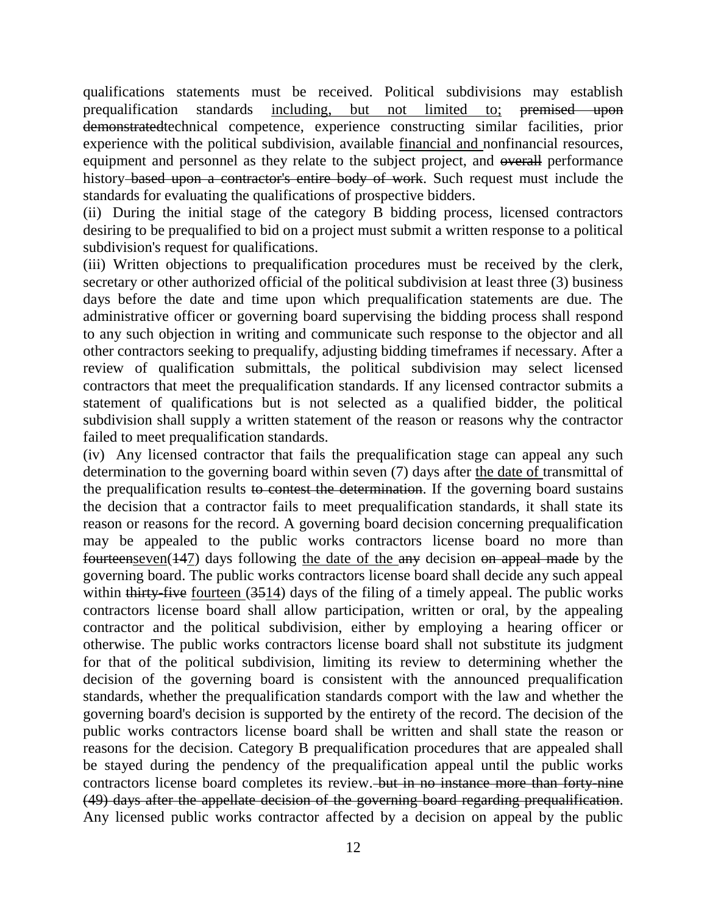qualifications statements must be received. Political subdivisions may establish prequalification standards <u>including, but not limited to;</u> ~~premised upon demonstrated~~technical competence, experience constructing similar facilities, prior experience with the political subdivision, available <u>financial and </u>nonfinancial resources, equipment and personnel as they relate to the subject project, and ~~overall~~ performance history~~ based upon a contractor's entire body of work~~. Such request must include the standards for evaluating the qualifications of prospective bidders.

(ii) During the initial stage of the category B bidding process, licensed contractors desiring to be prequalified to bid on a project must submit a written response to a political subdivision's request for qualifications.

(iii) Written objections to prequalification procedures must be received by the clerk, secretary or other authorized official of the political subdivision at least three (3) business days before the date and time upon which prequalification statements are due. The administrative officer or governing board supervising the bidding process shall respond to any such objection in writing and communicate such response to the objector and all other contractors seeking to prequalify, adjusting bidding timeframes if necessary. After a review of qualification submittals, the political subdivision may select licensed contractors that meet the prequalification standards. If any licensed contractor submits a statement of qualifications but is not selected as a qualified bidder, the political subdivision shall supply a written statement of the reason or reasons why the contractor failed to meet prequalification standards.

(iv) Any licensed contractor that fails the prequalification stage can appeal any such determination to the governing board within seven (7) days after <u>the date of </u>transmittal of the prequalification results ~~to contest the determination~~. If the governing board sustains the decision that a contractor fails to meet prequalification standards, it shall state its reason or reasons for the record. A governing board decision concerning prequalification may be appealed to the public works contractors license board no more than ~~fourteen~~<u>seven</u>(~~14~~<u>7</u>) days following <u>the date of the </u>~~any~~ decision ~~on appeal made~~ by the governing board. The public works contractors license board shall decide any such appeal within ~~thirty-five~~ <u>fourteen </u>(~~35~~<u>14</u>) days of the filing of a timely appeal. The public works contractors license board shall allow participation, written or oral, by the appealing contractor and the political subdivision, either by employing a hearing officer or otherwise. The public works contractors license board shall not substitute its judgment for that of the political subdivision, limiting its review to determining whether the decision of the governing board is consistent with the announced prequalification standards, whether the prequalification standards comport with the law and whether the governing board's decision is supported by the entirety of the record. The decision of the public works contractors license board shall be written and shall state the reason or reasons for the decision. Category B prequalification procedures that are appealed shall be stayed during the pendency of the prequalification appeal until the public works contractors license board completes its review.~~ but in no instance more than forty-nine (49) days after the appellate decision of the governing board regarding prequalification~~. Any licensed public works contractor affected by a decision on appeal by the public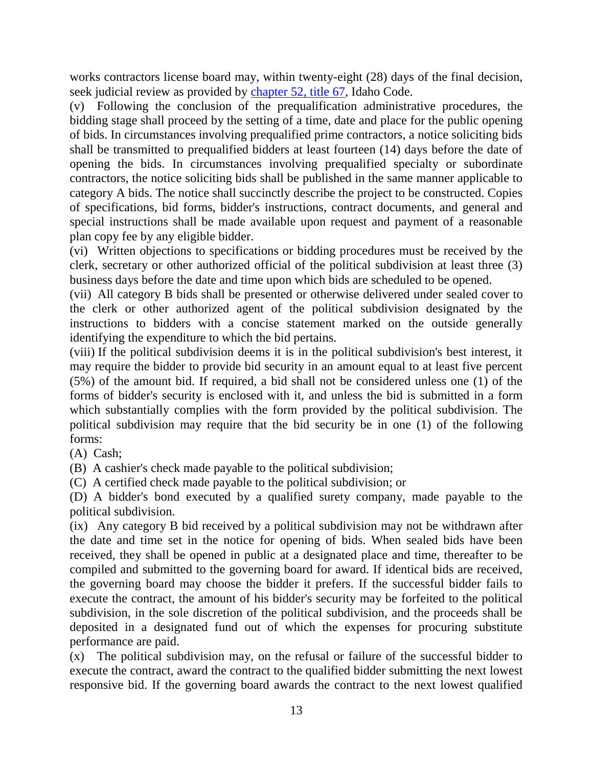works contractors license board may, within twenty-eight (28) days of the final decision, seek judicial review as provided by [chapter 52, title 67](), Idaho Code.

(v) Following the conclusion of the prequalification administrative procedures, the bidding stage shall proceed by the setting of a time, date and place for the public opening of bids. In circumstances involving prequalified prime contractors, a notice soliciting bids shall be transmitted to prequalified bidders at least fourteen (14) days before the date of opening the bids. In circumstances involving prequalified specialty or subordinate contractors, the notice soliciting bids shall be published in the same manner applicable to category A bids. The notice shall succinctly describe the project to be constructed. Copies of specifications, bid forms, bidder's instructions, contract documents, and general and special instructions shall be made available upon request and payment of a reasonable plan copy fee by any eligible bidder.

(vi) Written objections to specifications or bidding procedures must be received by the clerk, secretary or other authorized official of the political subdivision at least three (3) business days before the date and time upon which bids are scheduled to be opened.

(vii) All category B bids shall be presented or otherwise delivered under sealed cover to the clerk or other authorized agent of the political subdivision designated by the instructions to bidders with a concise statement marked on the outside generally identifying the expenditure to which the bid pertains.

(viii) If the political subdivision deems it is in the political subdivision's best interest, it may require the bidder to provide bid security in an amount equal to at least five percent (5%) of the amount bid. If required, a bid shall not be considered unless one (1) of the forms of bidder's security is enclosed with it, and unless the bid is submitted in a form which substantially complies with the form provided by the political subdivision. The political subdivision may require that the bid security be in one (1) of the following forms:

(A) Cash;

(B) A cashier's check made payable to the political subdivision;

(C) A certified check made payable to the political subdivision; or

(D) A bidder's bond executed by a qualified surety company, made payable to the political subdivision.

(ix) Any category B bid received by a political subdivision may not be withdrawn after the date and time set in the notice for opening of bids. When sealed bids have been received, they shall be opened in public at a designated place and time, thereafter to be compiled and submitted to the governing board for award. If identical bids are received, the governing board may choose the bidder it prefers. If the successful bidder fails to execute the contract, the amount of his bidder's security may be forfeited to the political subdivision, in the sole discretion of the political subdivision, and the proceeds shall be deposited in a designated fund out of which the expenses for procuring substitute performance are paid.

(x) The political subdivision may, on the refusal or failure of the successful bidder to execute the contract, award the contract to the qualified bidder submitting the next lowest responsive bid. If the governing board awards the contract to the next lowest qualified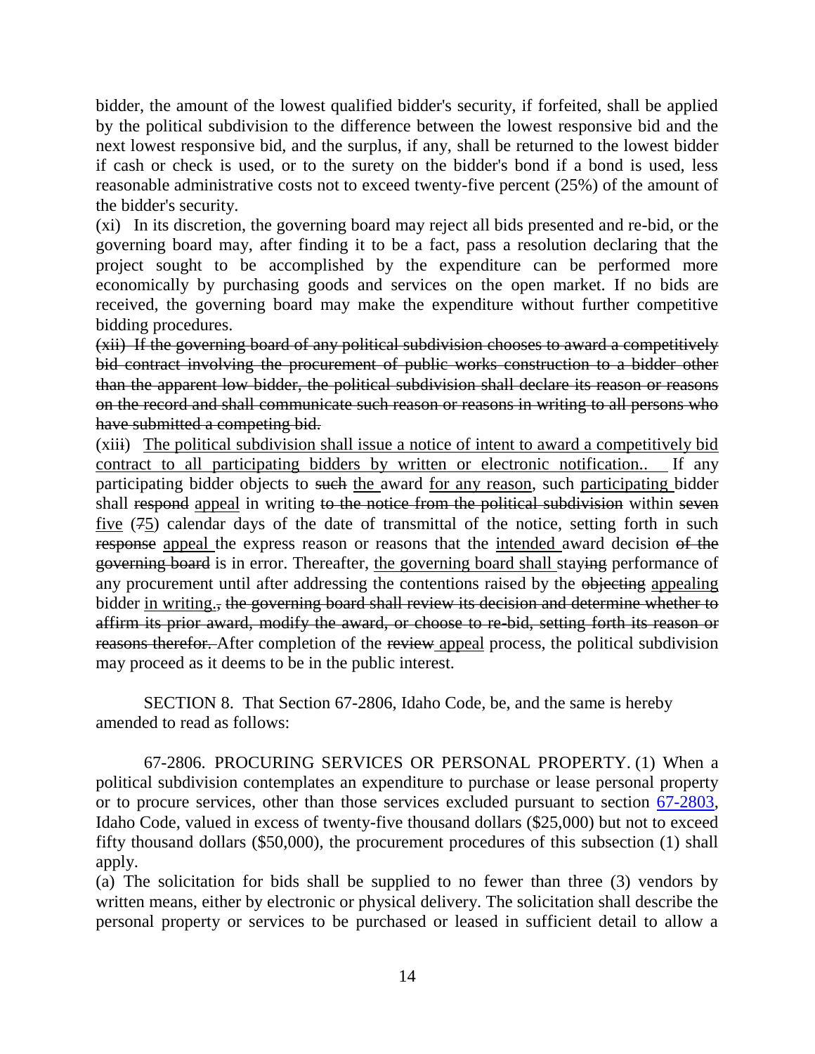bidder, the amount of the lowest qualified bidder's security, if forfeited, shall be applied by the political subdivision to the difference between the lowest responsive bid and the next lowest responsive bid, and the surplus, if any, shall be returned to the lowest bidder if cash or check is used, or to the surety on the bidder's bond if a bond is used, less reasonable administrative costs not to exceed twenty-five percent (25%) of the amount of the bidder's security.

(xi) In its discretion, the governing board may reject all bids presented and re-bid, or the governing board may, after finding it to be a fact, pass a resolution declaring that the project sought to be accomplished by the expenditure can be performed more economically by purchasing goods and services on the open market. If no bids are received, the governing board may make the expenditure without further competitive bidding procedures.

~~(xii) If the governing board of any political subdivision chooses to award a competitively bid contract involving the procurement of public works construction to a bidder other than the apparent low bidder, the political subdivision shall declare its reason or reasons on the record and shall communicate such reason or reasons in writing to all persons who have submitted a competing bid.~~

(xii~~i~~) <u>The political subdivision shall issue a notice of intent to award a competitively bid contract to all participating bidders by written or electronic notification..</u> If any participating bidder objects to ~~such~~ <u>the</u> award <u>for any reason</u>, such <u>participating</u> bidder shall ~~respond~~ <u>appeal</u> in writing ~~to the notice from the political subdivision~~ within ~~seven~~ <u>five</u> (~~7~~<u>5</u>) calendar days of the date of transmittal of the notice, setting forth in such ~~response~~ <u>appeal</u> the express reason or reasons that the <u>intended</u> award decision ~~of the governing board~~ is in error. Thereafter, <u>the governing board shall</u> stay~~ing~~ performance of any procurement until after addressing the contentions raised by the ~~objecting~~ <u>appealing</u> bidder <u>in writing.</u>~~, the governing board shall review its decision and determine whether to affirm its prior award, modify the award, or choose to re-bid, setting forth its reason or reasons therefor.~~ After completion of the ~~review~~ <u>appeal</u> process, the political subdivision may proceed as it deems to be in the public interest.

SECTION 8. That Section 67-2806, Idaho Code, be, and the same is hereby amended to read as follows:

67-2806. PROCURING SERVICES OR PERSONAL PROPERTY. (1) When a political subdivision contemplates an expenditure to purchase or lease personal property or to procure services, other than those services excluded pursuant to section 67-2803, Idaho Code, valued in excess of twenty-five thousand dollars ($25,000) but not to exceed fifty thousand dollars ($50,000), the procurement procedures of this subsection (1) shall apply.

(a) The solicitation for bids shall be supplied to no fewer than three (3) vendors by written means, either by electronic or physical delivery. The solicitation shall describe the personal property or services to be purchased or leased in sufficient detail to allow a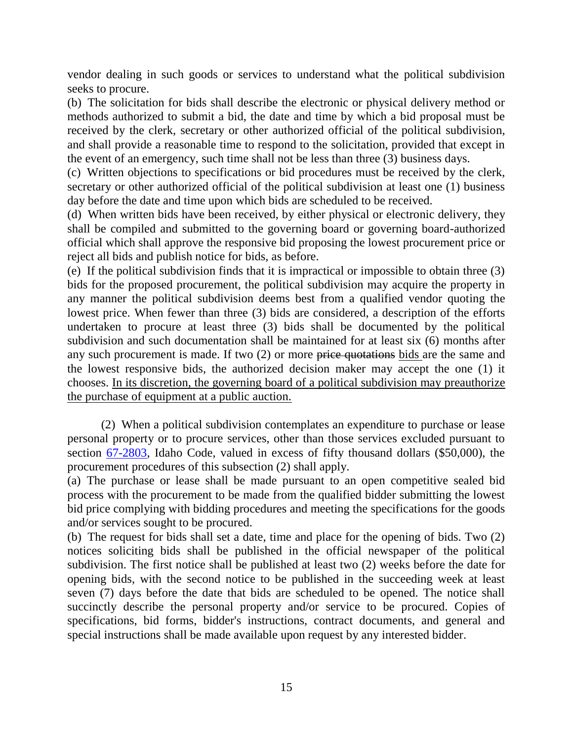vendor dealing in such goods or services to understand what the political subdivision seeks to procure.

(b) The solicitation for bids shall describe the electronic or physical delivery method or methods authorized to submit a bid, the date and time by which a bid proposal must be received by the clerk, secretary or other authorized official of the political subdivision, and shall provide a reasonable time to respond to the solicitation, provided that except in the event of an emergency, such time shall not be less than three (3) business days.

(c) Written objections to specifications or bid procedures must be received by the clerk, secretary or other authorized official of the political subdivision at least one (1) business day before the date and time upon which bids are scheduled to be received.

(d) When written bids have been received, by either physical or electronic delivery, they shall be compiled and submitted to the governing board or governing board-authorized official which shall approve the responsive bid proposing the lowest procurement price or reject all bids and publish notice for bids, as before.

(e) If the political subdivision finds that it is impractical or impossible to obtain three (3) bids for the proposed procurement, the political subdivision may acquire the property in any manner the political subdivision deems best from a qualified vendor quoting the lowest price. When fewer than three (3) bids are considered, a description of the efforts undertaken to procure at least three (3) bids shall be documented by the political subdivision and such documentation shall be maintained for at least six (6) months after any such procurement is made. If two (2) or more ~~price quotations~~ <u>bids</u> are the same and the lowest responsive bids, the authorized decision maker may accept the one (1) it chooses. <u>In its discretion, the governing board of a political subdivision may preauthorize the purchase of equipment at a public auction.</u>

(2) When a political subdivision contemplates an expenditure to purchase or lease personal property or to procure services, other than those services excluded pursuant to section 67-2803, Idaho Code, valued in excess of fifty thousand dollars ($50,000), the procurement procedures of this subsection (2) shall apply.

(a) The purchase or lease shall be made pursuant to an open competitive sealed bid process with the procurement to be made from the qualified bidder submitting the lowest bid price complying with bidding procedures and meeting the specifications for the goods and/or services sought to be procured.

(b) The request for bids shall set a date, time and place for the opening of bids. Two (2) notices soliciting bids shall be published in the official newspaper of the political subdivision. The first notice shall be published at least two (2) weeks before the date for opening bids, with the second notice to be published in the succeeding week at least seven (7) days before the date that bids are scheduled to be opened. The notice shall succinctly describe the personal property and/or service to be procured. Copies of specifications, bid forms, bidder's instructions, contract documents, and general and special instructions shall be made available upon request by any interested bidder.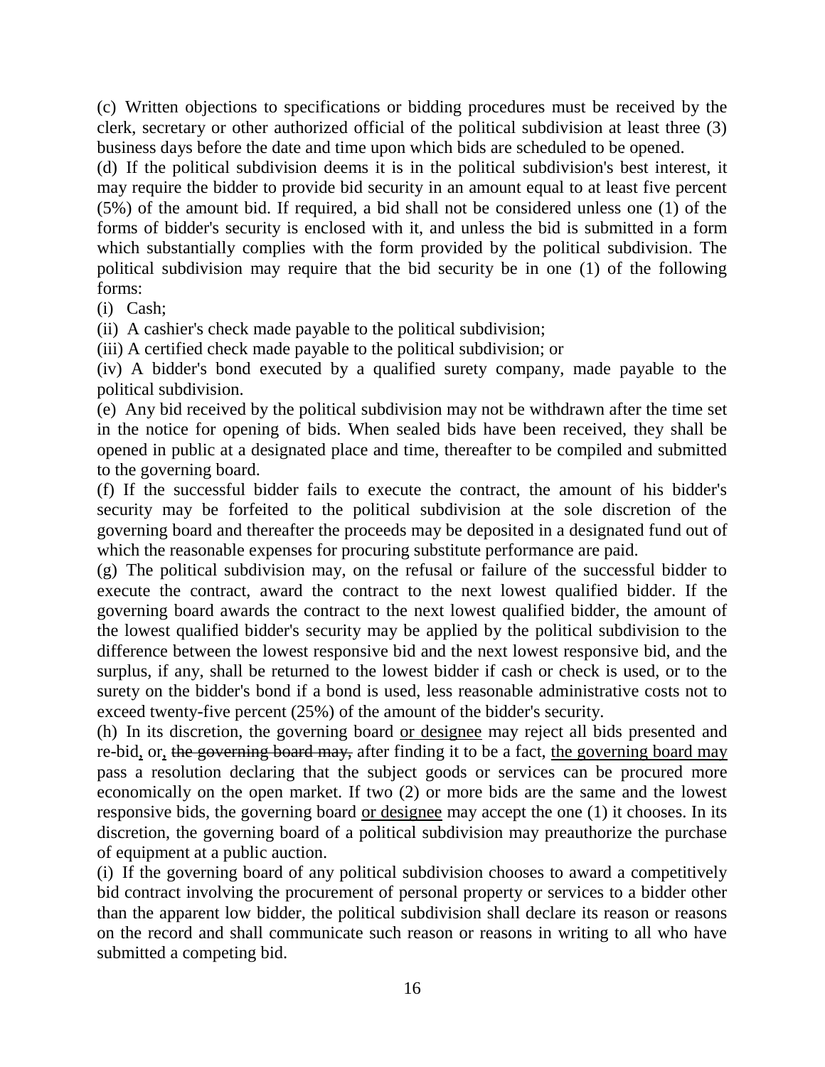(c) Written objections to specifications or bidding procedures must be received by the clerk, secretary or other authorized official of the political subdivision at least three (3) business days before the date and time upon which bids are scheduled to be opened.

(d) If the political subdivision deems it is in the political subdivision's best interest, it may require the bidder to provide bid security in an amount equal to at least five percent (5%) of the amount bid. If required, a bid shall not be considered unless one (1) of the forms of bidder's security is enclosed with it, and unless the bid is submitted in a form which substantially complies with the form provided by the political subdivision. The political subdivision may require that the bid security be in one (1) of the following forms:

(i) Cash;

(ii) A cashier's check made payable to the political subdivision;

(iii) A certified check made payable to the political subdivision; or

(iv) A bidder's bond executed by a qualified surety company, made payable to the political subdivision.

(e) Any bid received by the political subdivision may not be withdrawn after the time set in the notice for opening of bids. When sealed bids have been received, they shall be opened in public at a designated place and time, thereafter to be compiled and submitted to the governing board.

(f) If the successful bidder fails to execute the contract, the amount of his bidder's security may be forfeited to the political subdivision at the sole discretion of the governing board and thereafter the proceeds may be deposited in a designated fund out of which the reasonable expenses for procuring substitute performance are paid.

(g) The political subdivision may, on the refusal or failure of the successful bidder to execute the contract, award the contract to the next lowest qualified bidder. If the governing board awards the contract to the next lowest qualified bidder, the amount of the lowest qualified bidder's security may be applied by the political subdivision to the difference between the lowest responsive bid and the next lowest responsive bid, and the surplus, if any, shall be returned to the lowest bidder if cash or check is used, or to the surety on the bidder's bond if a bond is used, less reasonable administrative costs not to exceed twenty-five percent (25%) of the amount of the bidder's security.

(h) In its discretion, the governing board <u>or designee</u> may reject all bids presented and re-bid<u>,</u> or<u>,</u> ~~the governing board may,~~ after finding it to be a fact, <u>the governing board may</u> pass a resolution declaring that the subject goods or services can be procured more economically on the open market. If two (2) or more bids are the same and the lowest responsive bids, the governing board <u>or designee</u> may accept the one (1) it chooses. In its discretion, the governing board of a political subdivision may preauthorize the purchase of equipment at a public auction.

(i) If the governing board of any political subdivision chooses to award a competitively bid contract involving the procurement of personal property or services to a bidder other than the apparent low bidder, the political subdivision shall declare its reason or reasons on the record and shall communicate such reason or reasons in writing to all who have submitted a competing bid.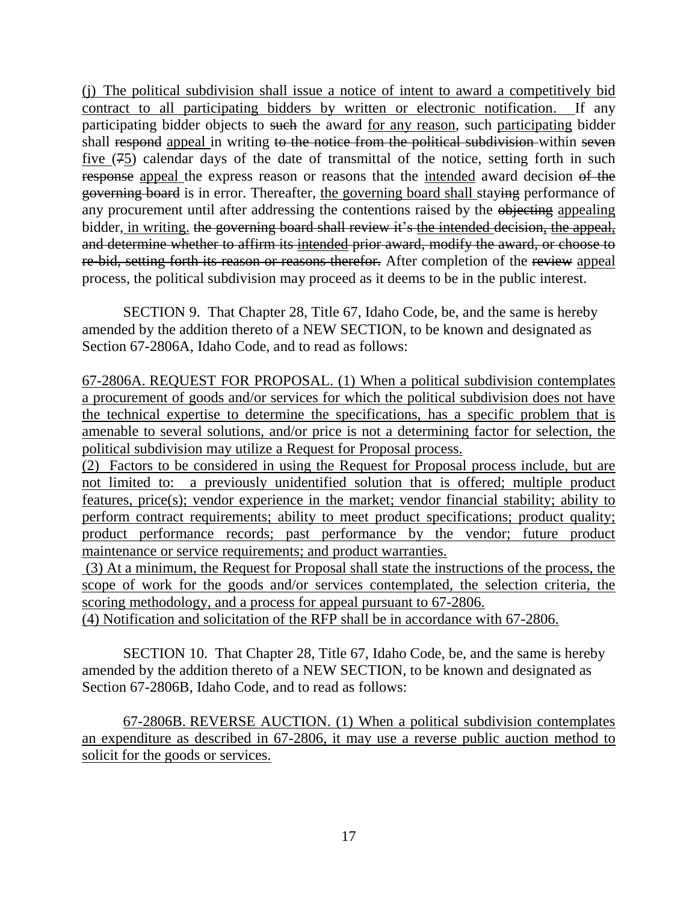<u>(j) The political subdivision shall issue a notice of intent to award a competitively bid contract to all participating bidders by written or electronic notification.</u> If any participating bidder objects to ~~such~~ the award <u>for any reason</u>, such <u>participating</u> bidder shall ~~respond~~ <u>appeal</u> in writing ~~to the notice from the political subdivision~~ within ~~seven~~ <u>five</u> (~~7~~<u>5</u>) calendar days of the date of transmittal of the notice, setting forth in such ~~response~~ <u>appeal</u> the express reason or reasons that the <u>intended</u> award decision ~~of the governing board~~ is in error. Thereafter, <u>the governing board shall</u> stay~~ing~~ performance of any procurement until after addressing the contentions raised by the ~~objecting~~ <u>appealing</u> bidder<u>, in writing.</u> ~~the governing board shall review it's~~ <u>the intended</u> ~~decision,~~ <u>the appeal,</u> ~~and determine whether to affirm its~~ <u>intended</u> ~~prior award, modify the award, or choose to re-bid, setting forth its reason or reasons therefor.~~ After completion of the ~~review~~ <u>appeal</u> process, the political subdivision may proceed as it deems to be in the public interest.

SECTION 9. That Chapter 28, Title 67, Idaho Code, be, and the same is hereby amended by the addition thereto of a NEW SECTION, to be known and designated as Section 67-2806A, Idaho Code, and to read as follows:

<u>67-2806A. REQUEST FOR PROPOSAL. (1) When a political subdivision contemplates a procurement of goods and/or services for which the political subdivision does not have the technical expertise to determine the specifications, has a specific problem that is amenable to several solutions, and/or price is not a determining factor for selection, the political subdivision may utilize a Request for Proposal process.</u>

<u>(2) Factors to be considered in using the Request for Proposal process include, but are not limited to: a previously unidentified solution that is offered; multiple product features, price(s); vendor experience in the market; vendor financial stability; ability to perform contract requirements; ability to meet product specifications; product quality; product performance records; past performance by the vendor; future product maintenance or service requirements; and product warranties.</u>

<u>(3) At a minimum, the Request for Proposal shall state the instructions of the process, the scope of work for the goods and/or services contemplated, the selection criteria, the scoring methodology, and a process for appeal pursuant to 67-2806.</u>

<u>(4) Notification and solicitation of the RFP shall be in accordance with 67-2806.</u>

SECTION 10. That Chapter 28, Title 67, Idaho Code, be, and the same is hereby amended by the addition thereto of a NEW SECTION, to be known and designated as Section 67-2806B, Idaho Code, and to read as follows:

<u>67-2806B. REVERSE AUCTION. (1) When a political subdivision contemplates an expenditure as described in 67-2806, it may use a reverse public auction method to solicit for the goods or services.</u>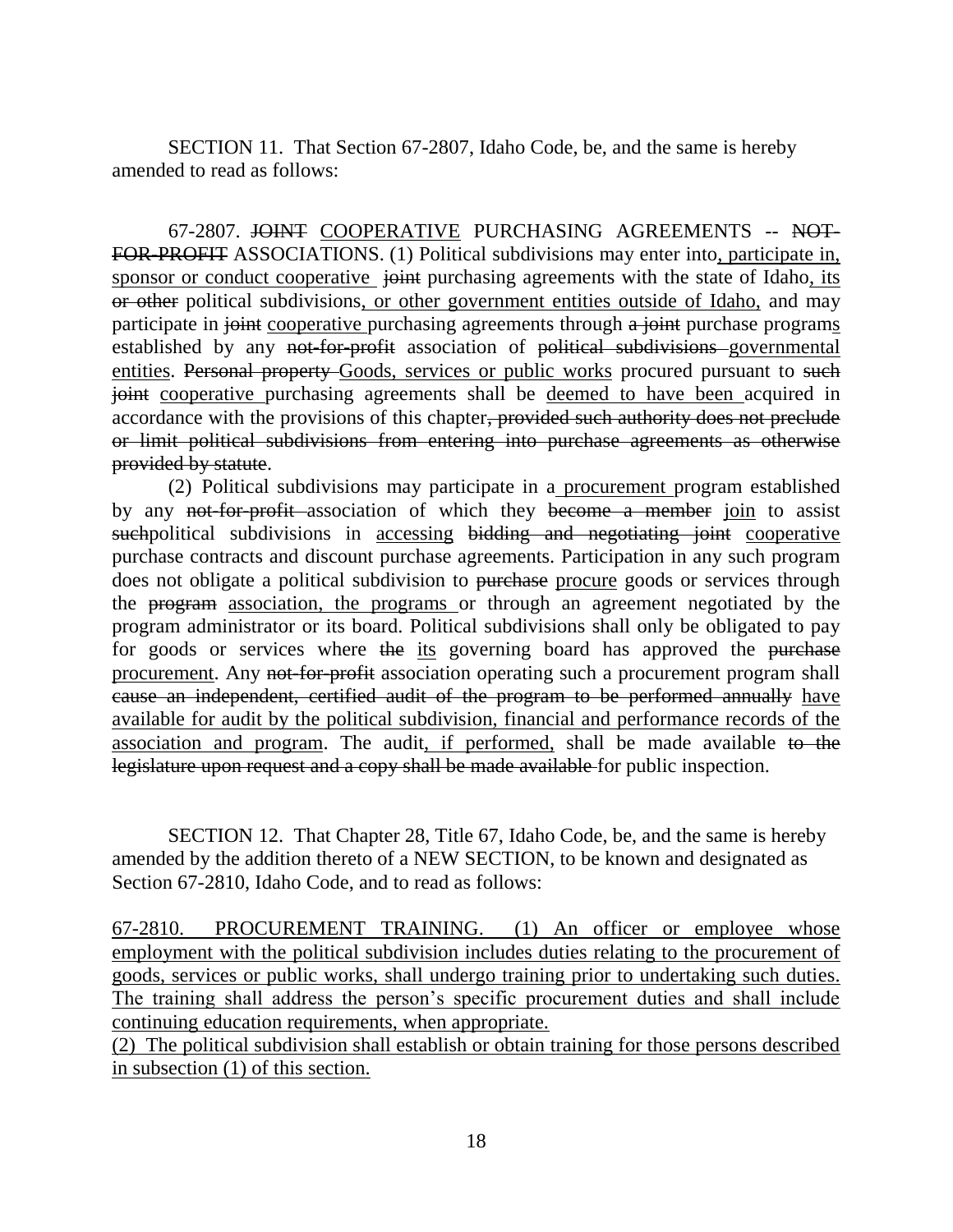SECTION 11. That Section 67-2807, Idaho Code, be, and the same is hereby amended to read as follows:

67-2807. ~~JOINT~~ <u>COOPERATIVE</u> PURCHASING AGREEMENTS -- ~~NOT-FOR-PROFIT~~ ASSOCIATIONS. (1) Political subdivisions may enter into<u>, participate in, sponsor or conduct cooperative</u> ~~joint~~ purchasing agreements with the state of Idaho<u>, its</u> ~~or other~~ political subdivisions<u>, or other government entities outside of Idaho,</u> and may participate in ~~joint~~ <u>cooperative</u> purchasing agreements through ~~a joint~~ purchase program<u>s</u> established by any ~~not-for-profit~~ association of ~~political subdivisions~~ <u>governmental entities</u>. ~~Personal property~~ <u>Goods, services or public works</u> procured pursuant to ~~such joint~~ <u>cooperative</u> purchasing agreements shall be <u>deemed to have been</u> acquired in accordance with the provisions of this chapter~~, provided such authority does not preclude or limit political subdivisions from entering into purchase agreements as otherwise provided by statute~~.

(2) Political subdivisions may participate in a <u>procurement</u> program established by any ~~not-for-profit~~ association of which they ~~become a member~~ <u>join</u> to assist ~~such~~political subdivisions in <u>accessing</u> ~~bidding and negotiating joint~~ <u>cooperative</u> purchase contracts and discount purchase agreements. Participation in any such program does not obligate a political subdivision to ~~purchase~~ <u>procure</u> goods or services through the ~~program~~ <u>association, the programs</u> or through an agreement negotiated by the program administrator or its board. Political subdivisions shall only be obligated to pay for goods or services where ~~the~~ <u>its</u> governing board has approved the ~~purchase~~ <u>procurement</u>. Any ~~not-for-profit~~ association operating such a procurement program shall ~~cause an independent, certified audit of the program to be performed annually~~ <u>have available for audit by the political subdivision, financial and performance records of the association and program</u>. The audit<u>, if performed,</u> shall be made available ~~to the legislature upon request and a copy shall be made available~~ for public inspection.

SECTION 12. That Chapter 28, Title 67, Idaho Code, be, and the same is hereby amended by the addition thereto of a NEW SECTION, to be known and designated as Section 67-2810, Idaho Code, and to read as follows:

<u>67-2810. PROCUREMENT TRAINING. (1) An officer or employee whose employment with the political subdivision includes duties relating to the procurement of goods, services or public works, shall undergo training prior to undertaking such duties. The training shall address the person's specific procurement duties and shall include continuing education requirements, when appropriate.</u>

<u>(2) The political subdivision shall establish or obtain training for those persons described in subsection (1) of this section.</u>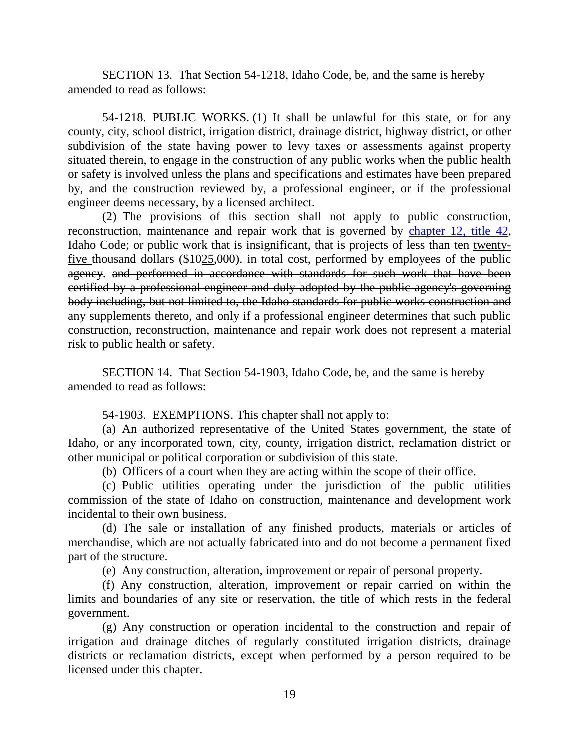SECTION 13. That Section 54-1218, Idaho Code, be, and the same is hereby amended to read as follows:

54-1218. PUBLIC WORKS. (1) It shall be unlawful for this state, or for any county, city, school district, irrigation district, drainage district, highway district, or other subdivision of the state having power to levy taxes or assessments against property situated therein, to engage in the construction of any public works when the public health or safety is involved unless the plans and specifications and estimates have been prepared by, and the construction reviewed by, a professional engineer<u>, or if the professional engineer deems necessary, by a licensed architect</u>.

(2) The provisions of this section shall not apply to public construction, reconstruction, maintenance and repair work that is governed by chapter 12, title 42, Idaho Code; or public work that is insignificant, that is projects of less than ~~ten~~ <u>twenty-five</u> thousand dollars ($~~10~~<u>25</u>,000). ~~in total cost, performed by employees of the public agency.~~ ~~and performed in accordance with standards for such work that have been certified by a professional engineer and duly adopted by the public agency's governing body including, but not limited to, the Idaho standards for public works construction and any supplements thereto, and only if a professional engineer determines that such public construction, reconstruction, maintenance and repair work does not represent a material risk to public health or safety.~~

SECTION 14. That Section 54-1903, Idaho Code, be, and the same is hereby amended to read as follows:

54-1903. EXEMPTIONS. This chapter shall not apply to:

(a) An authorized representative of the United States government, the state of Idaho, or any incorporated town, city, county, irrigation district, reclamation district or other municipal or political corporation or subdivision of this state.

(b) Officers of a court when they are acting within the scope of their office.

(c) Public utilities operating under the jurisdiction of the public utilities commission of the state of Idaho on construction, maintenance and development work incidental to their own business.

(d) The sale or installation of any finished products, materials or articles of merchandise, which are not actually fabricated into and do not become a permanent fixed part of the structure.

(e) Any construction, alteration, improvement or repair of personal property.

(f) Any construction, alteration, improvement or repair carried on within the limits and boundaries of any site or reservation, the title of which rests in the federal government.

(g) Any construction or operation incidental to the construction and repair of irrigation and drainage ditches of regularly constituted irrigation districts, drainage districts or reclamation districts, except when performed by a person required to be licensed under this chapter.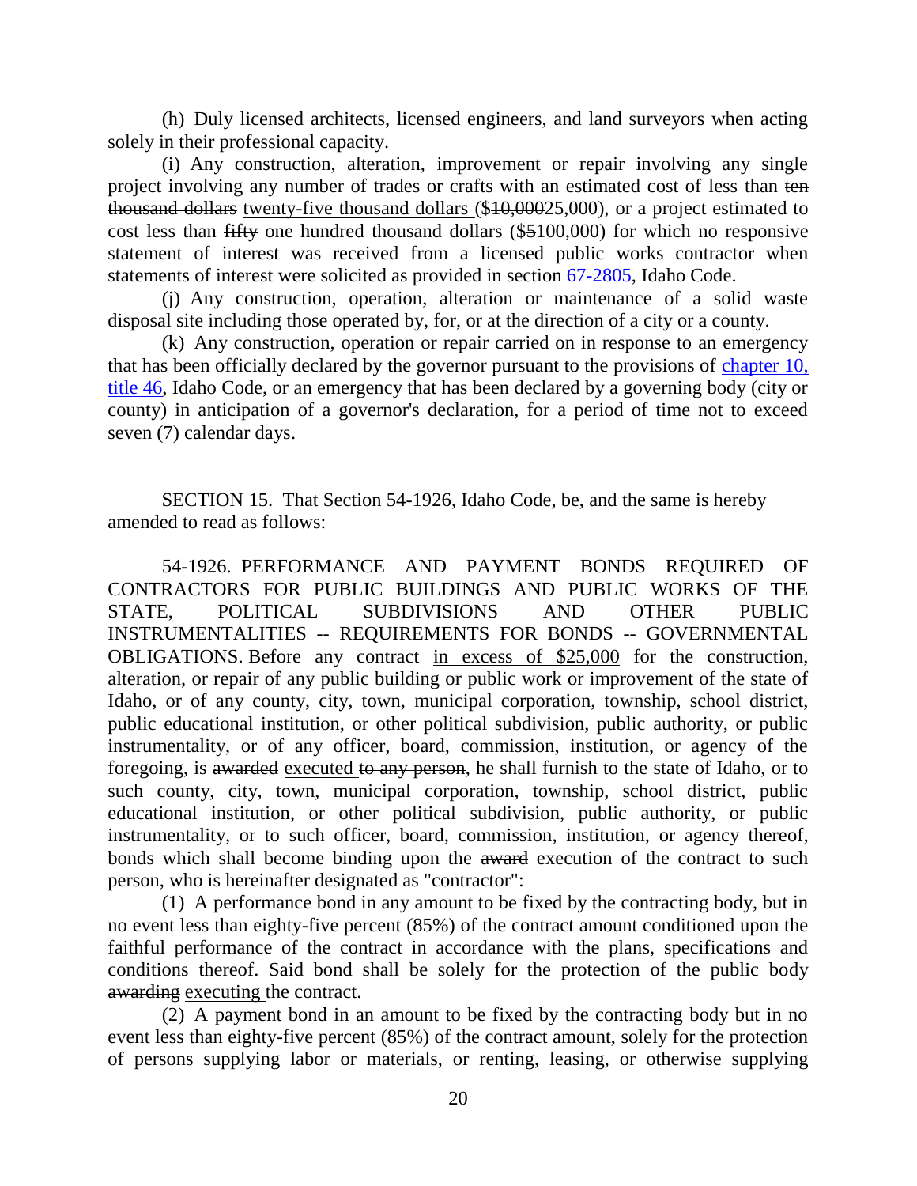(h) Duly licensed architects, licensed engineers, and land surveyors when acting solely in their professional capacity.

(i) Any construction, alteration, improvement or repair involving any single project involving any number of trades or crafts with an estimated cost of less than ~~ten thousand dollars~~ <u>twenty-five thousand dollars</u> ($~~10,000~~<u>25,000</u>), or a project estimated to cost less than ~~fifty~~ <u>one hundred</u> thousand dollars ($~~5~~<u>10</u>0,000) for which no responsive statement of interest was received from a licensed public works contractor when statements of interest were solicited as provided in section [67-2805](), Idaho Code.

(j) Any construction, operation, alteration or maintenance of a solid waste disposal site including those operated by, for, or at the direction of a city or a county.

(k) Any construction, operation or repair carried on in response to an emergency that has been officially declared by the governor pursuant to the provisions of [chapter 10, title 46](), Idaho Code, or an emergency that has been declared by a governing body (city or county) in anticipation of a governor's declaration, for a period of time not to exceed seven (7) calendar days.

SECTION 15. That Section 54-1926, Idaho Code, be, and the same is hereby amended to read as follows:

54-1926. PERFORMANCE AND PAYMENT BONDS REQUIRED OF CONTRACTORS FOR PUBLIC BUILDINGS AND PUBLIC WORKS OF THE STATE, POLITICAL SUBDIVISIONS AND OTHER PUBLIC INSTRUMENTALITIES -- REQUIREMENTS FOR BONDS -- GOVERNMENTAL OBLIGATIONS. Before any contract <u>in excess of $25,000</u> for the construction, alteration, or repair of any public building or public work or improvement of the state of Idaho, or of any county, city, town, municipal corporation, township, school district, public educational institution, or other political subdivision, public authority, or public instrumentality, or of any officer, board, commission, institution, or agency of the foregoing, is ~~awarded~~ <u>executed</u> ~~to any person~~, he shall furnish to the state of Idaho, or to such county, city, town, municipal corporation, township, school district, public educational institution, or other political subdivision, public authority, or public instrumentality, or to such officer, board, commission, institution, or agency thereof, bonds which shall become binding upon the ~~award~~ <u>execution</u> of the contract to such person, who is hereinafter designated as "contractor":

(1) A performance bond in any amount to be fixed by the contracting body, but in no event less than eighty-five percent (85%) of the contract amount conditioned upon the faithful performance of the contract in accordance with the plans, specifications and conditions thereof. Said bond shall be solely for the protection of the public body ~~awarding~~ <u>executing</u> the contract.

(2) A payment bond in an amount to be fixed by the contracting body but in no event less than eighty-five percent (85%) of the contract amount, solely for the protection of persons supplying labor or materials, or renting, leasing, or otherwise supplying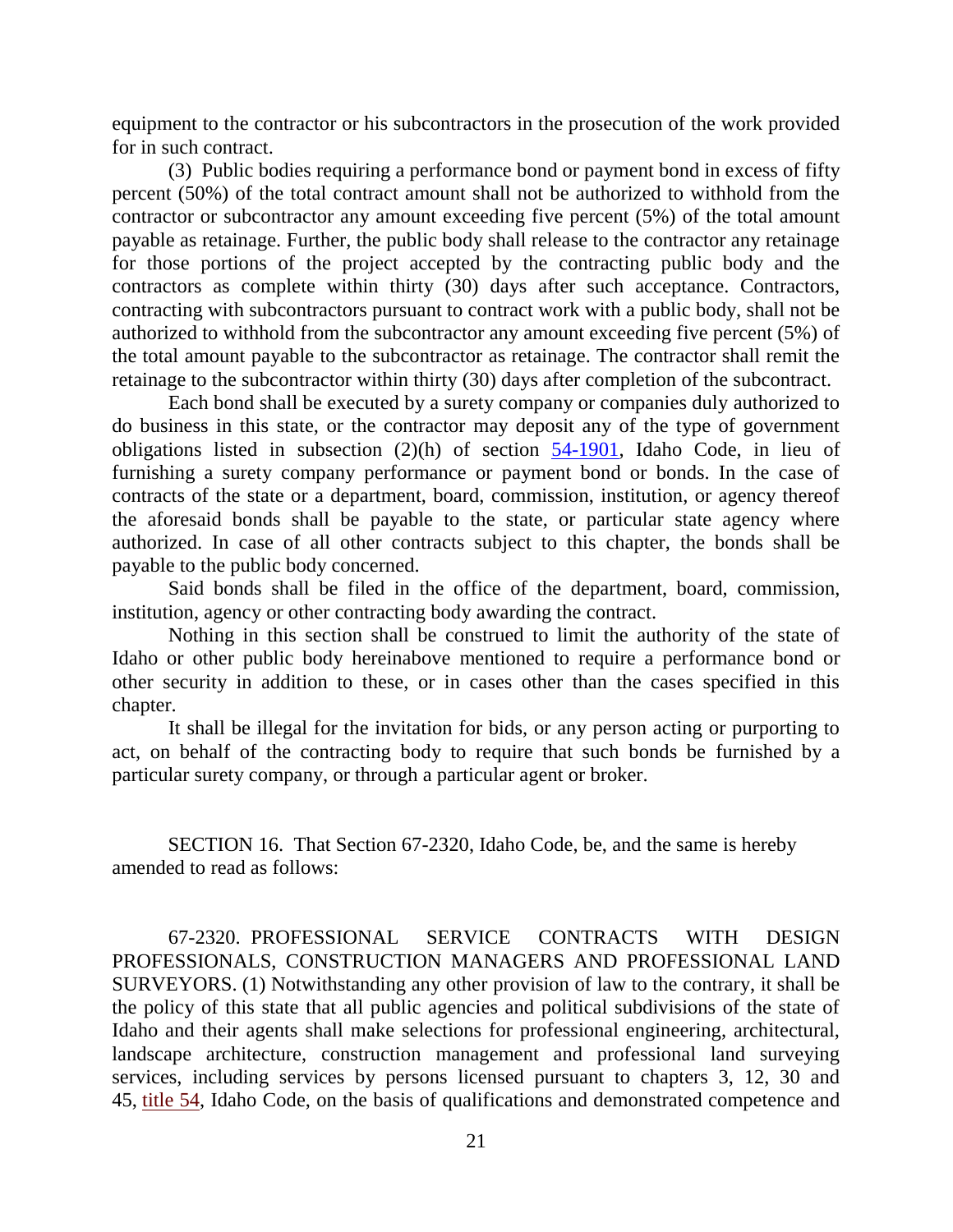equipment to the contractor or his subcontractors in the prosecution of the work provided for in such contract.

(3) Public bodies requiring a performance bond or payment bond in excess of fifty percent (50%) of the total contract amount shall not be authorized to withhold from the contractor or subcontractor any amount exceeding five percent (5%) of the total amount payable as retainage. Further, the public body shall release to the contractor any retainage for those portions of the project accepted by the contracting public body and the contractors as complete within thirty (30) days after such acceptance. Contractors, contracting with subcontractors pursuant to contract work with a public body, shall not be authorized to withhold from the subcontractor any amount exceeding five percent (5%) of the total amount payable to the subcontractor as retainage. The contractor shall remit the retainage to the subcontractor within thirty (30) days after completion of the subcontract.

Each bond shall be executed by a surety company or companies duly authorized to do business in this state, or the contractor may deposit any of the type of government obligations listed in subsection (2)(h) of section 54-1901, Idaho Code, in lieu of furnishing a surety company performance or payment bond or bonds. In the case of contracts of the state or a department, board, commission, institution, or agency thereof the aforesaid bonds shall be payable to the state, or particular state agency where authorized. In case of all other contracts subject to this chapter, the bonds shall be payable to the public body concerned.

Said bonds shall be filed in the office of the department, board, commission, institution, agency or other contracting body awarding the contract.

Nothing in this section shall be construed to limit the authority of the state of Idaho or other public body hereinabove mentioned to require a performance bond or other security in addition to these, or in cases other than the cases specified in this chapter.

It shall be illegal for the invitation for bids, or any person acting or purporting to act, on behalf of the contracting body to require that such bonds be furnished by a particular surety company, or through a particular agent or broker.

SECTION 16. That Section 67-2320, Idaho Code, be, and the same is hereby amended to read as follows:

67-2320. PROFESSIONAL SERVICE CONTRACTS WITH DESIGN PROFESSIONALS, CONSTRUCTION MANAGERS AND PROFESSIONAL LAND SURVEYORS. (1) Notwithstanding any other provision of law to the contrary, it shall be the policy of this state that all public agencies and political subdivisions of the state of Idaho and their agents shall make selections for professional engineering, architectural, landscape architecture, construction management and professional land surveying services, including services by persons licensed pursuant to chapters 3, 12, 30 and 45, title 54, Idaho Code, on the basis of qualifications and demonstrated competence and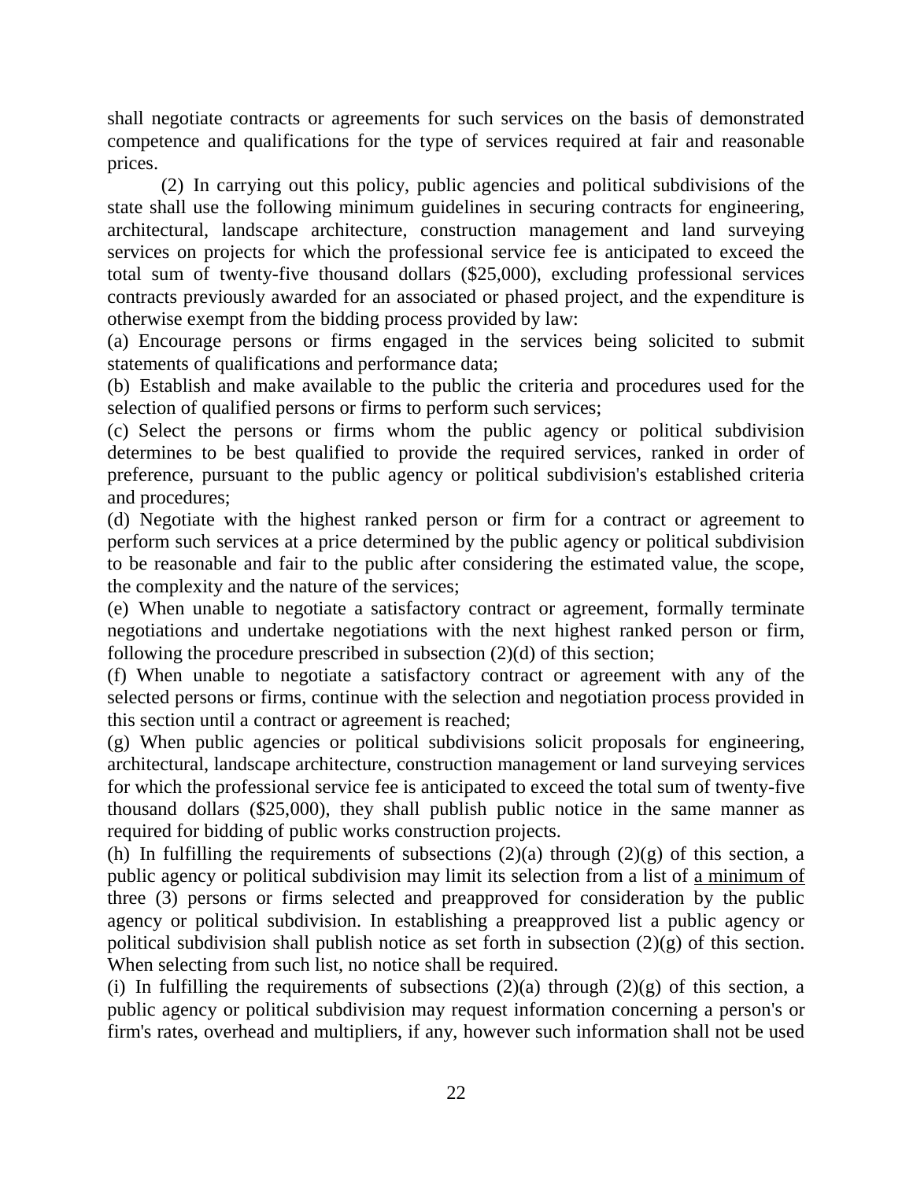shall negotiate contracts or agreements for such services on the basis of demonstrated competence and qualifications for the type of services required at fair and reasonable prices.

(2) In carrying out this policy, public agencies and political subdivisions of the state shall use the following minimum guidelines in securing contracts for engineering, architectural, landscape architecture, construction management and land surveying services on projects for which the professional service fee is anticipated to exceed the total sum of twenty-five thousand dollars ($25,000), excluding professional services contracts previously awarded for an associated or phased project, and the expenditure is otherwise exempt from the bidding process provided by law:

(a) Encourage persons or firms engaged in the services being solicited to submit statements of qualifications and performance data;

(b) Establish and make available to the public the criteria and procedures used for the selection of qualified persons or firms to perform such services;

(c) Select the persons or firms whom the public agency or political subdivision determines to be best qualified to provide the required services, ranked in order of preference, pursuant to the public agency or political subdivision's established criteria and procedures;

(d) Negotiate with the highest ranked person or firm for a contract or agreement to perform such services at a price determined by the public agency or political subdivision to be reasonable and fair to the public after considering the estimated value, the scope, the complexity and the nature of the services;

(e) When unable to negotiate a satisfactory contract or agreement, formally terminate negotiations and undertake negotiations with the next highest ranked person or firm, following the procedure prescribed in subsection (2)(d) of this section;

(f) When unable to negotiate a satisfactory contract or agreement with any of the selected persons or firms, continue with the selection and negotiation process provided in this section until a contract or agreement is reached;

(g) When public agencies or political subdivisions solicit proposals for engineering, architectural, landscape architecture, construction management or land surveying services for which the professional service fee is anticipated to exceed the total sum of twenty-five thousand dollars ($25,000), they shall publish public notice in the same manner as required for bidding of public works construction projects.

(h) In fulfilling the requirements of subsections (2)(a) through (2)(g) of this section, a public agency or political subdivision may limit its selection from a list of <u>a minimum of</u> three (3) persons or firms selected and preapproved for consideration by the public agency or political subdivision. In establishing a preapproved list a public agency or political subdivision shall publish notice as set forth in subsection (2)(g) of this section. When selecting from such list, no notice shall be required.

(i) In fulfilling the requirements of subsections (2)(a) through (2)(g) of this section, a public agency or political subdivision may request information concerning a person's or firm's rates, overhead and multipliers, if any, however such information shall not be used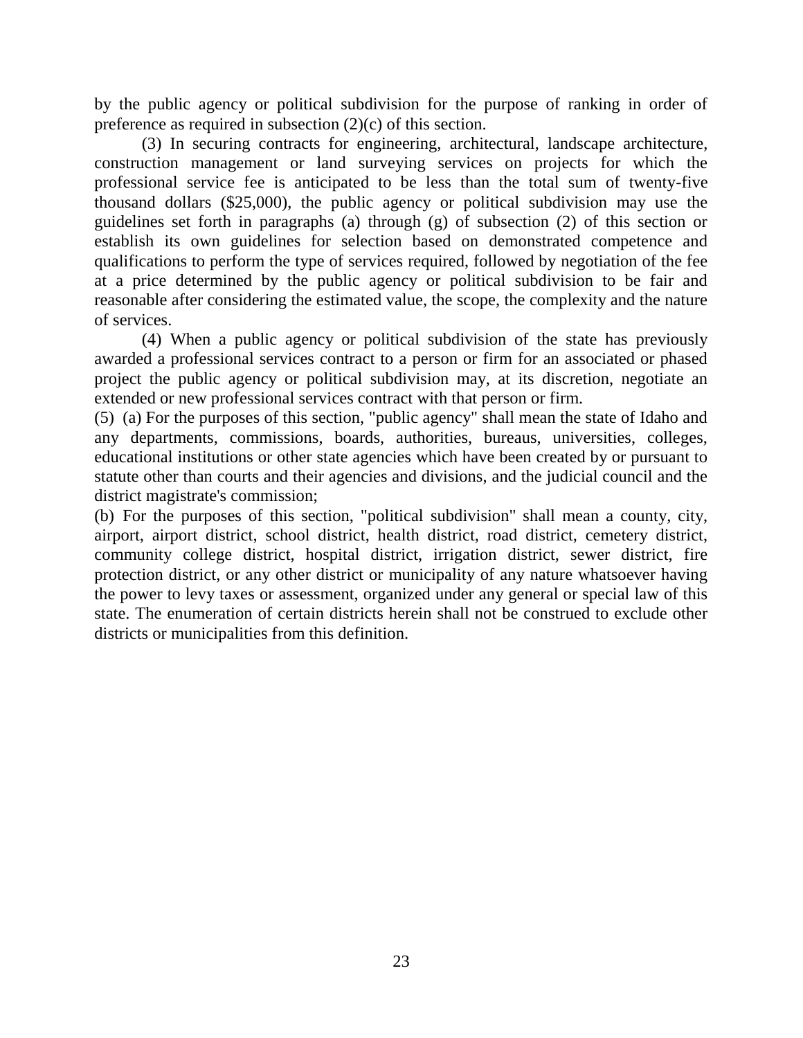by the public agency or political subdivision for the purpose of ranking in order of preference as required in subsection (2)(c) of this section.

(3) In securing contracts for engineering, architectural, landscape architecture, construction management or land surveying services on projects for which the professional service fee is anticipated to be less than the total sum of twenty-five thousand dollars ($25,000), the public agency or political subdivision may use the guidelines set forth in paragraphs (a) through (g) of subsection (2) of this section or establish its own guidelines for selection based on demonstrated competence and qualifications to perform the type of services required, followed by negotiation of the fee at a price determined by the public agency or political subdivision to be fair and reasonable after considering the estimated value, the scope, the complexity and the nature of services.

(4) When a public agency or political subdivision of the state has previously awarded a professional services contract to a person or firm for an associated or phased project the public agency or political subdivision may, at its discretion, negotiate an extended or new professional services contract with that person or firm.

(5) (a) For the purposes of this section, "public agency" shall mean the state of Idaho and any departments, commissions, boards, authorities, bureaus, universities, colleges, educational institutions or other state agencies which have been created by or pursuant to statute other than courts and their agencies and divisions, and the judicial council and the district magistrate's commission;

(b) For the purposes of this section, "political subdivision" shall mean a county, city, airport, airport district, school district, health district, road district, cemetery district, community college district, hospital district, irrigation district, sewer district, fire protection district, or any other district or municipality of any nature whatsoever having the power to levy taxes or assessment, organized under any general or special law of this state. The enumeration of certain districts herein shall not be construed to exclude other districts or municipalities from this definition.